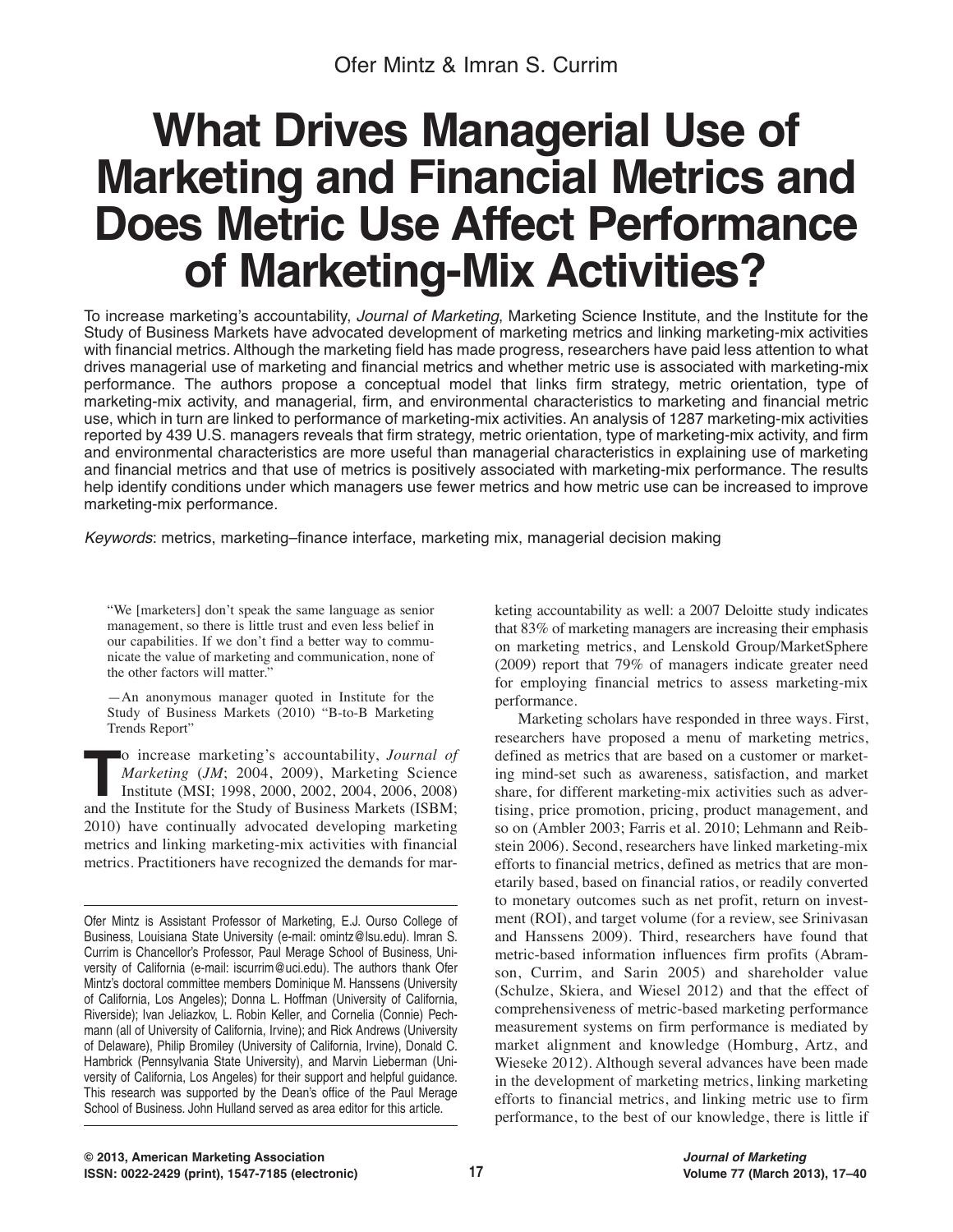Ofer Mintz & Imran S. Currim

# What Drives Managerial Use of Marketing and Financial Metrics and Does Metric Use Affect Performance of Marketing-Mix Activities?

To increase marketing's accountability, *Journal of Marketing*, Marketing Science Institute, and the Institute for the Study of Business Markets have advocated development of marketing metrics and linking marketing-mix activities with financial metrics. Although the marketing field has made progress, researchers have paid less attention to what drives managerial use of marketing and financial metrics and whether metric use is associated with marketing-mix performance. The authors propose a conceptual model that links firm strategy, metric orientation, type of marketing-mix activity, and managerial, firm, and environmental characteristics to marketing and financial metric use, which in turn are linked to performance of marketing-mix activities. An analysis of 1287 marketing-mix activities reported by 439 U.S. managers reveals that firm strategy, metric orientation, type of marketing-mix activity, and firm and environmental characteristics are more useful than managerial characteristics in explaining use of marketing and financial metrics and that use of metrics is positively associated with marketing-mix performance. The results help identify conditions under which managers use fewer metrics and how metric use can be increased to improve marketing-mix performance.

*Keywords*: metrics, marketing–finance interface, marketing mix, managerial decision making

> "We [marketers] don't speak the same language as senior management, so there is little trust and even less belief in our capabilities. If we don't find a better way to communicate the value of marketing and communication, none of the other factors will matter."
>
> —An anonymous manager quoted in Institute for the Study of Business Markets (2010) "B-to-B Marketing Trends Report"

To increase marketing's accountability, *Journal of Marketing* (*JM*; 2004, 2009), Marketing Science Institute (MSI; 1998, 2000, 2002, 2004, 2006, 2008) and the Institute for the Study of Business Markets (ISBM; 2010) have continually advocated developing marketing metrics and linking marketing-mix activities with financial metrics. Practitioners have recognized the demands for marketing accountability as well: a 2007 Deloitte study indicates that 83% of marketing managers are increasing their emphasis on marketing metrics, and Lenskold Group/MarketSphere (2009) report that 79% of managers indicate greater need for employing financial metrics to assess marketing-mix performance.

Marketing scholars have responded in three ways. First, researchers have proposed a menu of marketing metrics, defined as metrics that are based on a customer or marketing mind-set such as awareness, satisfaction, and market share, for different marketing-mix activities such as advertising, price promotion, pricing, product management, and so on (Ambler 2003; Farris et al. 2010; Lehmann and Reibstein 2006). Second, researchers have linked marketing-mix efforts to financial metrics, defined as metrics that are monetarily based, based on financial ratios, or readily converted to monetary outcomes such as net profit, return on investment (ROI), and target volume (for a review, see Srinivasan and Hanssens 2009). Third, researchers have found that metric-based information influences firm profits (Abramson, Currim, and Sarin 2005) and shareholder value (Schulze, Skiera, and Wiesel 2012) and that the effect of comprehensiveness of metric-based marketing performance measurement systems on firm performance is mediated by market alignment and knowledge (Homburg, Artz, and Wieseke 2012). Although several advances have been made in the development of marketing metrics, linking marketing efforts to financial metrics, and linking metric use to firm performance, to the best of our knowledge, there is little if

---

Ofer Mintz is Assistant Professor of Marketing, E.J. Ourso College of Business, Louisiana State University (e-mail: omintz@lsu.edu). Imran S. Currim is Chancellor's Professor, Paul Merage School of Business, University of California (e-mail: iscurrim@uci.edu). The authors thank Ofer Mintz's doctoral committee members Dominique M. Hanssens (University of California, Los Angeles); Donna L. Hoffman (University of California, Riverside); Ivan Jeliazkov, L. Robin Keller, and Cornelia (Connie) Pechmann (all of University of California, Irvine); and Rick Andrews (University of Delaware), Philip Bromiley (University of California, Irvine), Donald C. Hambrick (Pennsylvania State University), and Marvin Lieberman (University of California, Los Angeles) for their support and helpful guidance. This research was supported by the Dean's office of the Paul Merage School of Business. John Hulland served as area editor for this article.

© 2013, American Marketing Association
ISSN: 0022-2429 (print), 1547-7185 (electronic)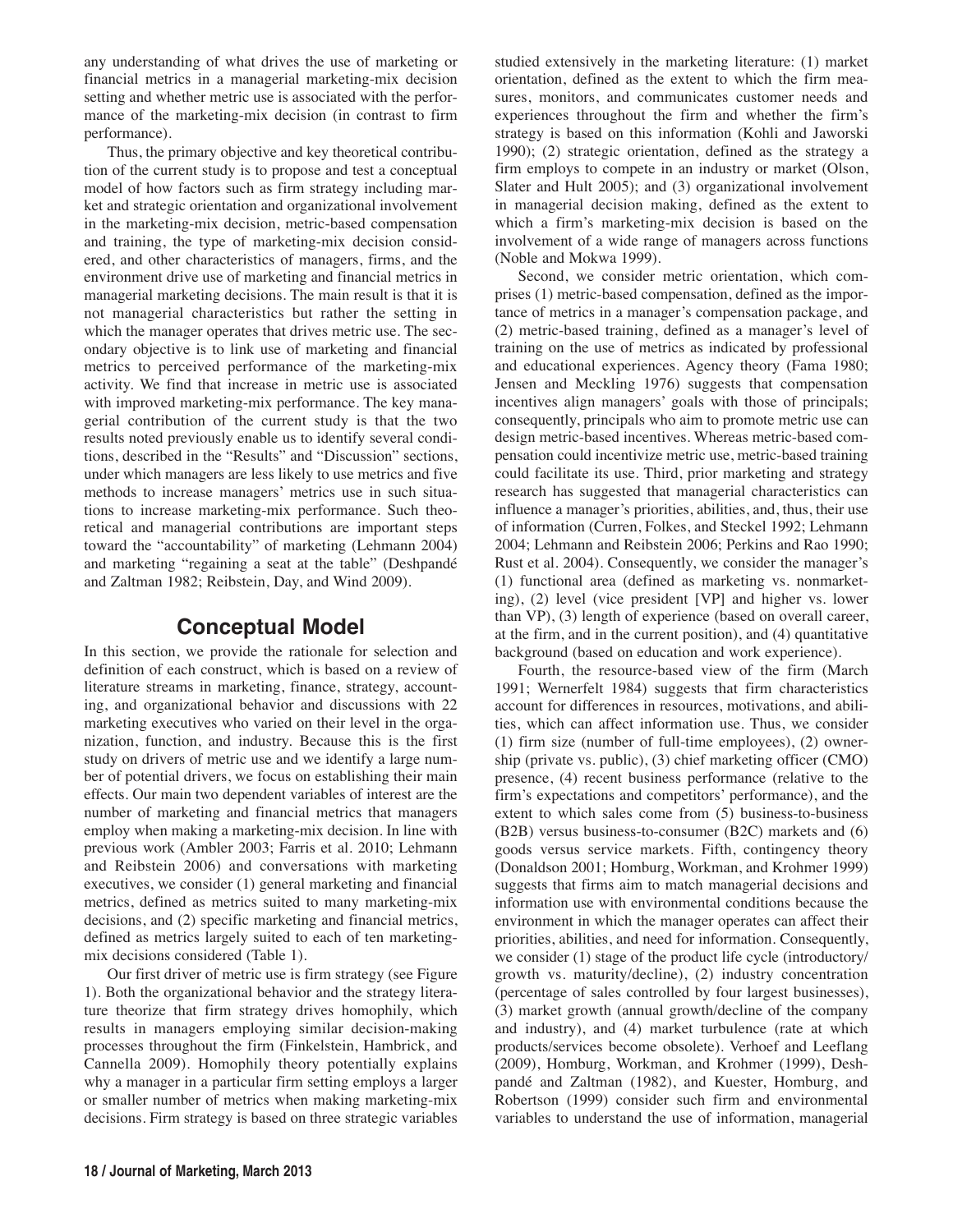any understanding of what drives the use of marketing or financial metrics in a managerial marketing-mix decision setting and whether metric use is associated with the performance of the marketing-mix decision (in contrast to firm performance).

Thus, the primary objective and key theoretical contribution of the current study is to propose and test a conceptual model of how factors such as firm strategy including market and strategic orientation and organizational involvement in the marketing-mix decision, metric-based compensation and training, the type of marketing-mix decision considered, and other characteristics of managers, firms, and the environment drive use of marketing and financial metrics in managerial marketing decisions. The main result is that it is not managerial characteristics but rather the setting in which the manager operates that drives metric use. The secondary objective is to link use of marketing and financial metrics to perceived performance of the marketing-mix activity. We find that increase in metric use is associated with improved marketing-mix performance. The key managerial contribution of the current study is that the two results noted previously enable us to identify several conditions, described in the "Results" and "Discussion" sections, under which managers are less likely to use metrics and five methods to increase managers' metrics use in such situations to increase marketing-mix performance. Such theoretical and managerial contributions are important steps toward the "accountability" of marketing (Lehmann 2004) and marketing "regaining a seat at the table" (Deshpandé and Zaltman 1982; Reibstein, Day, and Wind 2009).

## Conceptual Model

In this section, we provide the rationale for selection and definition of each construct, which is based on a review of literature streams in marketing, finance, strategy, accounting, and organizational behavior and discussions with 22 marketing executives who varied on their level in the organization, function, and industry. Because this is the first study on drivers of metric use and we identify a large number of potential drivers, we focus on establishing their main effects. Our main two dependent variables of interest are the number of marketing and financial metrics that managers employ when making a marketing-mix decision. In line with previous work (Ambler 2003; Farris et al. 2010; Lehmann and Reibstein 2006) and conversations with marketing executives, we consider (1) general marketing and financial metrics, defined as metrics suited to many marketing-mix decisions, and (2) specific marketing and financial metrics, defined as metrics largely suited to each of ten marketing-mix decisions considered (Table 1).

Our first driver of metric use is firm strategy (see Figure 1). Both the organizational behavior and the strategy literature theorize that firm strategy drives homophily, which results in managers employing similar decision-making processes throughout the firm (Finkelstein, Hambrick, and Cannella 2009). Homophily theory potentially explains why a manager in a particular firm setting employs a larger or smaller number of metrics when making marketing-mix decisions. Firm strategy is based on three strategic variables studied extensively in the marketing literature: (1) market orientation, defined as the extent to which the firm measures, monitors, and communicates customer needs and experiences throughout the firm and whether the firm's strategy is based on this information (Kohli and Jaworski 1990); (2) strategic orientation, defined as the strategy a firm employs to compete in an industry or market (Olson, Slater and Hult 2005); and (3) organizational involvement in managerial decision making, defined as the extent to which a firm's marketing-mix decision is based on the involvement of a wide range of managers across functions (Noble and Mokwa 1999).

Second, we consider metric orientation, which comprises (1) metric-based compensation, defined as the importance of metrics in a manager's compensation package, and (2) metric-based training, defined as a manager's level of training on the use of metrics as indicated by professional and educational experiences. Agency theory (Fama 1980; Jensen and Meckling 1976) suggests that compensation incentives align managers' goals with those of principals; consequently, principals who aim to promote metric use can design metric-based incentives. Whereas metric-based compensation could incentivize metric use, metric-based training could facilitate its use. Third, prior marketing and strategy research has suggested that managerial characteristics can influence a manager's priorities, abilities, and, thus, their use of information (Curren, Folkes, and Steckel 1992; Lehmann 2004; Lehmann and Reibstein 2006; Perkins and Rao 1990; Rust et al. 2004). Consequently, we consider the manager's (1) functional area (defined as marketing vs. nonmarketing), (2) level (vice president [VP] and higher vs. lower than VP), (3) length of experience (based on overall career, at the firm, and in the current position), and (4) quantitative background (based on education and work experience).

Fourth, the resource-based view of the firm (March 1991; Wernerfelt 1984) suggests that firm characteristics account for differences in resources, motivations, and abilities, which can affect information use. Thus, we consider (1) firm size (number of full-time employees), (2) ownership (private vs. public), (3) chief marketing officer (CMO) presence, (4) recent business performance (relative to the firm's expectations and competitors' performance), and the extent to which sales come from (5) business-to-business (B2B) versus business-to-consumer (B2C) markets and (6) goods versus service markets. Fifth, contingency theory (Donaldson 2001; Homburg, Workman, and Krohmer 1999) suggests that firms aim to match managerial decisions and information use with environmental conditions because the environment in which the manager operates can affect their priorities, abilities, and need for information. Consequently, we consider (1) stage of the product life cycle (introductory/growth vs. maturity/decline), (2) industry concentration (percentage of sales controlled by four largest businesses), (3) market growth (annual growth/decline of the company and industry), and (4) market turbulence (rate at which products/services become obsolete). Verhoef and Leeflang (2009), Homburg, Workman, and Krohmer (1999), Deshpandé and Zaltman (1982), and Kuester, Homburg, and Robertson (1999) consider such firm and environmental variables to understand the use of information, managerial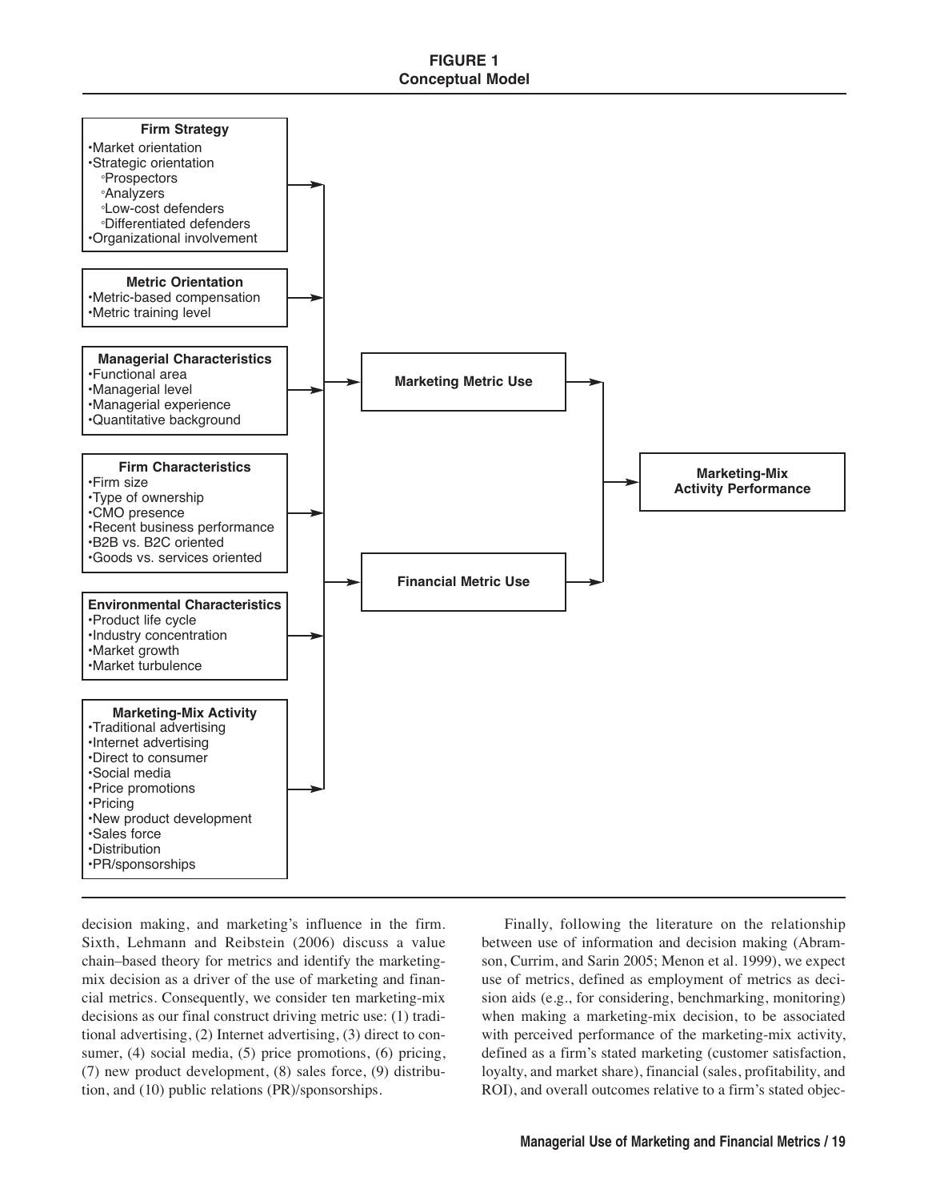**FIGURE 1**
**Conceptual Model**

**Firm Strategy**
- Market orientation
- Strategic orientation
  - Prospectors
  - Analyzers
  - Low-cost defenders
  - Differentiated defenders
- Organizational involvement

**Metric Orientation**
- Metric-based compensation
- Metric training level

**Managerial Characteristics**
- Functional area
- Managerial level
- Managerial experience
- Quantitative background

**Firm Characteristics**
- Firm size
- Type of ownership
- CMO presence
- Recent business performance
- B2B vs. B2C oriented
- Goods vs. services oriented

**Environmental Characteristics**
- Product life cycle
- Industry concentration
- Market growth
- Market turbulence

**Marketing-Mix Activity**
- Traditional advertising
- Internet advertising
- Direct to consumer
- Social media
- Price promotions
- Pricing
- New product development
- Sales force
- Distribution
- PR/sponsorships

→ **Marketing Metric Use** / **Financial Metric Use** → **Marketing-Mix Activity Performance**

decision making, and marketing's influence in the firm. Sixth, Lehmann and Reibstein (2006) discuss a value chain–based theory for metrics and identify the marketing-mix decision as a driver of the use of marketing and financial metrics. Consequently, we consider ten marketing-mix decisions as our final construct driving metric use: (1) traditional advertising, (2) Internet advertising, (3) direct to consumer, (4) social media, (5) price promotions, (6) pricing, (7) new product development, (8) sales force, (9) distribution, and (10) public relations (PR)/sponsorships.

Finally, following the literature on the relationship between use of information and decision making (Abramson, Currim, and Sarin 2005; Menon et al. 1999), we expect use of metrics, defined as employment of metrics as decision aids (e.g., for considering, benchmarking, monitoring) when making a marketing-mix decision, to be associated with perceived performance of the marketing-mix activity, defined as a firm's stated marketing (customer satisfaction, loyalty, and market share), financial (sales, profitability, and ROI), and overall outcomes relative to a firm's stated objec-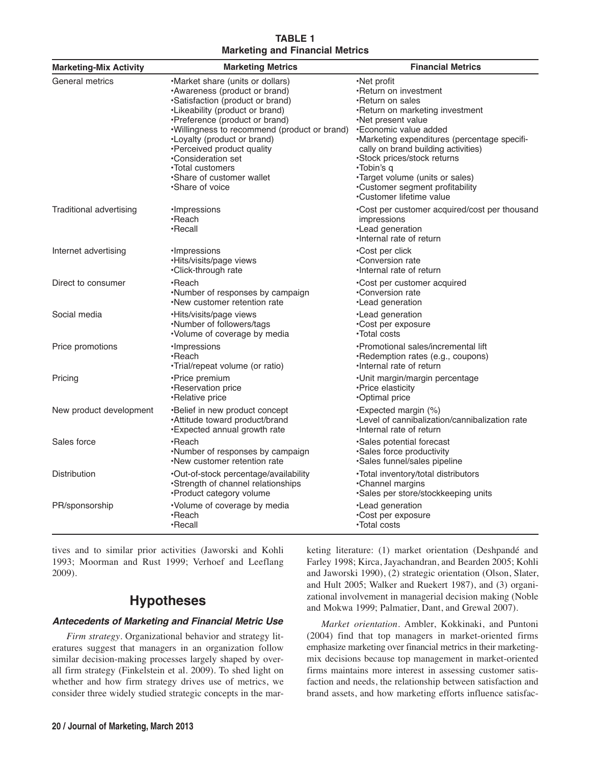**TABLE 1**
**Marketing and Financial Metrics**

| Marketing-Mix Activity | Marketing Metrics | Financial Metrics |
|---|---|---|
| General metrics | •Market share (units or dollars)<br>•Awareness (product or brand)<br>•Satisfaction (product or brand)<br>•Likeability (product or brand)<br>•Preference (product or brand)<br>•Willingness to recommend (product or brand)<br>•Loyalty (product or brand)<br>•Perceived product quality<br>•Consideration set<br>•Total customers<br>•Share of customer wallet<br>•Share of voice | •Net profit<br>•Return on investment<br>•Return on sales<br>•Return on marketing investment<br>•Net present value<br>•Economic value added<br>•Marketing expenditures (percentage specifically on brand building activities)<br>•Stock prices/stock returns<br>•Tobin's q<br>•Target volume (units or sales)<br>•Customer segment profitability<br>•Customer lifetime value |
| Traditional advertising | •Impressions<br>•Reach<br>•Recall | •Cost per customer acquired/cost per thousand impressions<br>•Lead generation<br>•Internal rate of return |
| Internet advertising | •Impressions<br>•Hits/visits/page views<br>•Click-through rate | •Cost per click<br>•Conversion rate<br>•Internal rate of return |
| Direct to consumer | •Reach<br>•Number of responses by campaign<br>•New customer retention rate | •Cost per customer acquired<br>•Conversion rate<br>•Lead generation |
| Social media | •Hits/visits/page views<br>•Number of followers/tags<br>•Volume of coverage by media | •Lead generation<br>•Cost per exposure<br>•Total costs |
| Price promotions | •Impressions<br>•Reach<br>•Trial/repeat volume (or ratio) | •Promotional sales/incremental lift<br>•Redemption rates (e.g., coupons)<br>•Internal rate of return |
| Pricing | •Price premium<br>•Reservation price<br>•Relative price | •Unit margin/margin percentage<br>•Price elasticity<br>•Optimal price |
| New product development | •Belief in new product concept<br>•Attitude toward product/brand<br>•Expected annual growth rate | •Expected margin (%)<br>•Level of cannibalization/cannibalization rate<br>•Internal rate of return |
| Sales force | •Reach<br>•Number of responses by campaign<br>•New customer retention rate | •Sales potential forecast<br>•Sales force productivity<br>•Sales funnel/sales pipeline |
| Distribution | •Out-of-stock percentage/availability<br>•Strength of channel relationships<br>•Product category volume | •Total inventory/total distributors<br>•Channel margins<br>•Sales per store/stockkeeping units |
| PR/sponsorship | •Volume of coverage by media<br>•Reach<br>•Recall | •Lead generation<br>•Cost per exposure<br>•Total costs |

tives and to similar prior activities (Jaworski and Kohli 1993; Moorman and Rust 1999; Verhoef and Leeflang 2009).

## Hypotheses

### *Antecedents of Marketing and Financial Metric Use*

*Firm strategy*. Organizational behavior and strategy literatures suggest that managers in an organization follow similar decision-making processes largely shaped by overall firm strategy (Finkelstein et al. 2009). To shed light on whether and how firm strategy drives use of metrics, we consider three widely studied strategic concepts in the marketing literature: (1) market orientation (Deshpandé and Farley 1998; Kirca, Jayachandran, and Bearden 2005; Kohli and Jaworski 1990), (2) strategic orientation (Olson, Slater, and Hult 2005; Walker and Ruekert 1987), and (3) organizational involvement in managerial decision making (Noble and Mokwa 1999; Palmatier, Dant, and Grewal 2007).

*Market orientation*. Ambler, Kokkinaki, and Puntoni (2004) find that top managers in market-oriented firms emphasize marketing over financial metrics in their marketing-mix decisions because top management in market-oriented firms maintains more interest in assessing customer satisfaction and needs, the relationship between satisfaction and brand assets, and how marketing efforts influence satisfac-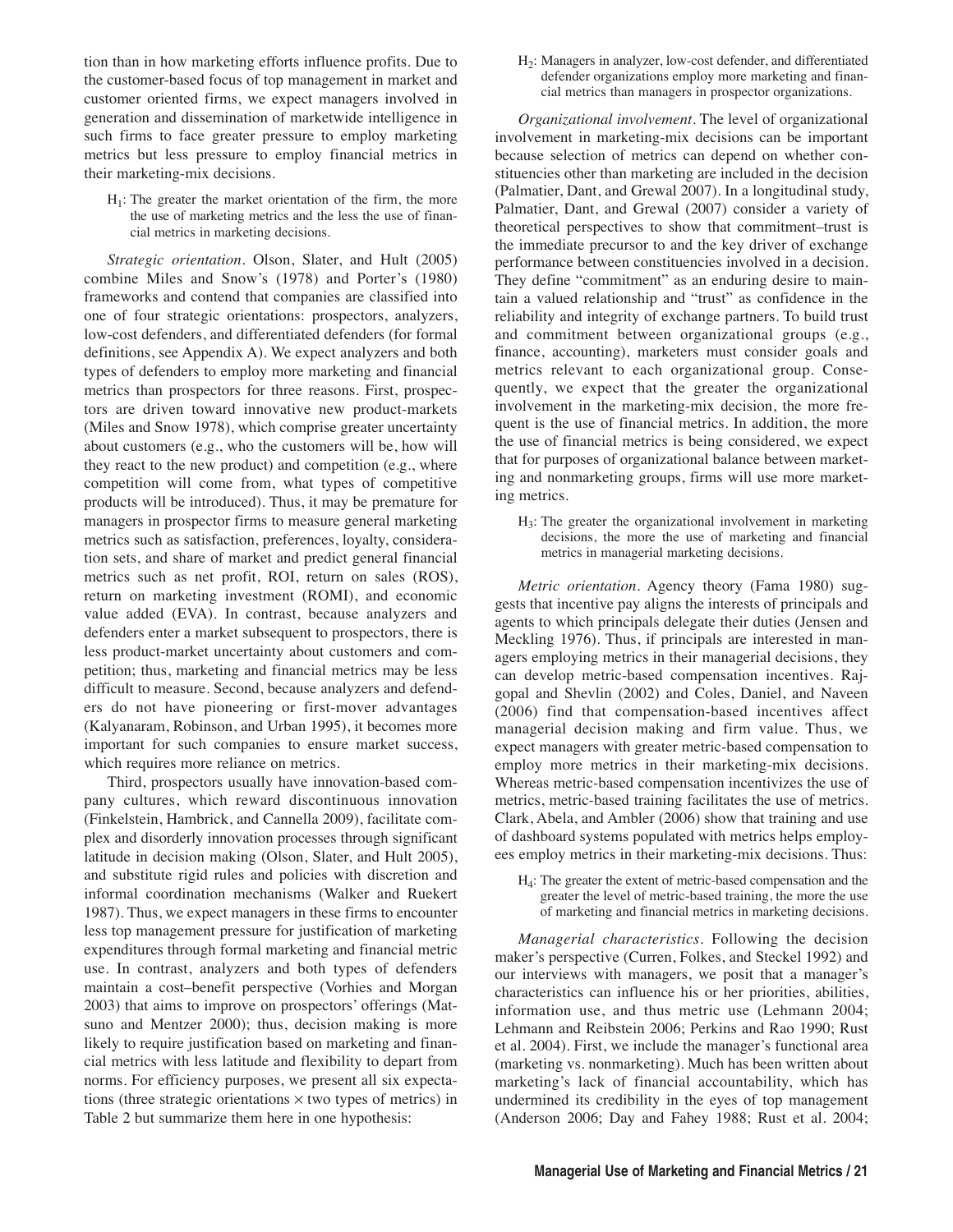tion than in how marketing efforts influence profits. Due to the customer-based focus of top management in market and customer oriented firms, we expect managers involved in generation and dissemination of marketwide intelligence in such firms to face greater pressure to employ marketing metrics but less pressure to employ financial metrics in their marketing-mix decisions.

> $H_1$: The greater the market orientation of the firm, the more the use of marketing metrics and the less the use of financial metrics in marketing decisions.

*Strategic orientation*. Olson, Slater, and Hult (2005) combine Miles and Snow's (1978) and Porter's (1980) frameworks and contend that companies are classified into one of four strategic orientations: prospectors, analyzers, low-cost defenders, and differentiated defenders (for formal definitions, see Appendix A). We expect analyzers and both types of defenders to employ more marketing and financial metrics than prospectors for three reasons. First, prospectors are driven toward innovative new product-markets (Miles and Snow 1978), which comprise greater uncertainty about customers (e.g., who the customers will be, how will they react to the new product) and competition (e.g., where competition will come from, what types of competitive products will be introduced). Thus, it may be premature for managers in prospector firms to measure general marketing metrics such as satisfaction, preferences, loyalty, consideration sets, and share of market and predict general financial metrics such as net profit, ROI, return on sales (ROS), return on marketing investment (ROMI), and economic value added (EVA). In contrast, because analyzers and defenders enter a market subsequent to prospectors, there is less product-market uncertainty about customers and competition; thus, marketing and financial metrics may be less difficult to measure. Second, because analyzers and defenders do not have pioneering or first-mover advantages (Kalyanaram, Robinson, and Urban 1995), it becomes more important for such companies to ensure market success, which requires more reliance on metrics.

Third, prospectors usually have innovation-based company cultures, which reward discontinuous innovation (Finkelstein, Hambrick, and Cannella 2009), facilitate complex and disorderly innovation processes through significant latitude in decision making (Olson, Slater, and Hult 2005), and substitute rigid rules and policies with discretion and informal coordination mechanisms (Walker and Ruekert 1987). Thus, we expect managers in these firms to encounter less top management pressure for justification of marketing expenditures through formal marketing and financial metric use. In contrast, analyzers and both types of defenders maintain a cost–benefit perspective (Vorhies and Morgan 2003) that aims to improve on prospectors' offerings (Matsuno and Mentzer 2000); thus, decision making is more likely to require justification based on marketing and financial metrics with less latitude and flexibility to depart from norms. For efficiency purposes, we present all six expectations (three strategic orientations × two types of metrics) in Table 2 but summarize them here in one hypothesis:

> $H_2$: Managers in analyzer, low-cost defender, and differentiated defender organizations employ more marketing and financial metrics than managers in prospector organizations.

*Organizational involvement*. The level of organizational involvement in marketing-mix decisions can be important because selection of metrics can depend on whether constituencies other than marketing are included in the decision (Palmatier, Dant, and Grewal 2007). In a longitudinal study, Palmatier, Dant, and Grewal (2007) consider a variety of theoretical perspectives to show that commitment–trust is the immediate precursor to and the key driver of exchange performance between constituencies involved in a decision. They define "commitment" as an enduring desire to maintain a valued relationship and "trust" as confidence in the reliability and integrity of exchange partners. To build trust and commitment between organizational groups (e.g., finance, accounting), marketers must consider goals and metrics relevant to each organizational group. Consequently, we expect that the greater the organizational involvement in the marketing-mix decision, the more frequent is the use of financial metrics. In addition, the more the use of financial metrics is being considered, we expect that for purposes of organizational balance between marketing and nonmarketing groups, firms will use more marketing metrics.

> $H_3$: The greater the organizational involvement in marketing decisions, the more the use of marketing and financial metrics in managerial marketing decisions.

*Metric orientation*. Agency theory (Fama 1980) suggests that incentive pay aligns the interests of principals and agents to which principals delegate their duties (Jensen and Meckling 1976). Thus, if principals are interested in managers employing metrics in their managerial decisions, they can develop metric-based compensation incentives. Rajgopal and Shevlin (2002) and Coles, Daniel, and Naveen (2006) find that compensation-based incentives affect managerial decision making and firm value. Thus, we expect managers with greater metric-based compensation to employ more metrics in their marketing-mix decisions. Whereas metric-based compensation incentivizes the use of metrics, metric-based training facilitates the use of metrics. Clark, Abela, and Ambler (2006) show that training and use of dashboard systems populated with metrics helps employees employ metrics in their marketing-mix decisions. Thus:

> $H_4$: The greater the extent of metric-based compensation and the greater the level of metric-based training, the more the use of marketing and financial metrics in marketing decisions.

*Managerial characteristics*. Following the decision maker's perspective (Curren, Folkes, and Steckel 1992) and our interviews with managers, we posit that a manager's characteristics can influence his or her priorities, abilities, information use, and thus metric use (Lehmann 2004; Lehmann and Reibstein 2006; Perkins and Rao 1990; Rust et al. 2004). First, we include the manager's functional area (marketing vs. nonmarketing). Much has been written about marketing's lack of financial accountability, which has undermined its credibility in the eyes of top management (Anderson 2006; Day and Fahey 1988; Rust et al. 2004;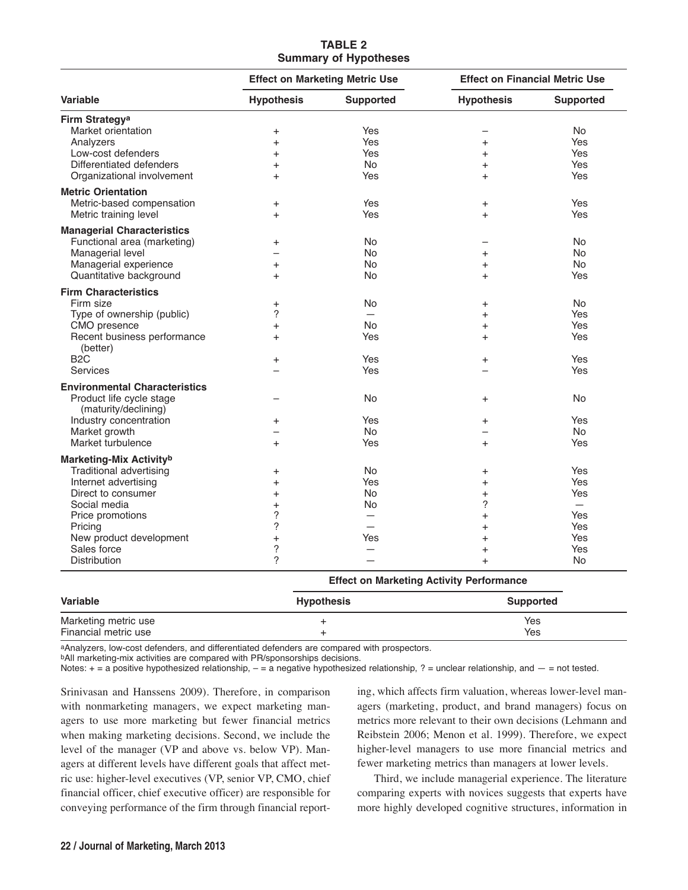**TABLE 2**
**Summary of Hypotheses**

| Variable | Effect on Marketing Metric Use | | Effect on Financial Metric Use | |
|---|---|---|---|---|
| | Hypothesis | Supported | Hypothesis | Supported |
| **Firm Strategy[a]** | | | | |
| Market orientation | + | Yes | – | No |
| Analyzers | + | Yes | + | Yes |
| Low-cost defenders | + | Yes | + | Yes |
| Differentiated defenders | + | No | + | Yes |
| Organizational involvement | + | Yes | + | Yes |
| **Metric Orientation** | | | | |
| Metric-based compensation | + | Yes | + | Yes |
| Metric training level | + | Yes | + | Yes |
| **Managerial Characteristics** | | | | |
| Functional area (marketing) | + | No | – | No |
| Managerial level | – | No | + | No |
| Managerial experience | + | No | + | No |
| Quantitative background | + | No | + | Yes |
| **Firm Characteristics** | | | | |
| Firm size | + | No | + | No |
| Type of ownership (public) | ? | — | + | Yes |
| CMO presence | + | No | + | Yes |
| Recent business performance (better) | + | Yes | + | Yes |
| B2C | + | Yes | + | Yes |
| Services | – | Yes | – | Yes |
| **Environmental Characteristics** | | | | |
| Product life cycle stage (maturity/declining) | – | No | + | No |
| Industry concentration | + | Yes | + | Yes |
| Market growth | – | No | – | No |
| Market turbulence | + | Yes | + | Yes |
| **Marketing-Mix Activity[b]** | | | | |
| Traditional advertising | + | No | + | Yes |
| Internet advertising | + | Yes | + | Yes |
| Direct to consumer | + | No | + | Yes |
| Social media | + | No | ? | — |
| Price promotions | ? | — | + | Yes |
| Pricing | ? | — | + | Yes |
| New product development | + | Yes | + | Yes |
| Sales force | ? | — | + | Yes |
| Distribution | ? | — | + | No |

| Variable | Effect on Marketing Activity Performance | |
|---|---|---|
| | Hypothesis | Supported |
| Marketing metric use | + | Yes |
| Financial metric use | + | Yes |

[a]Analyzers, low-cost defenders, and differentiated defenders are compared with prospectors.
[b]All marketing-mix activities are compared with PR/sponsorships decisions.
Notes: + = a positive hypothesized relationship, – = a negative hypothesized relationship, ? = unclear relationship, and — = not tested.

Srinivasan and Hanssens 2009). Therefore, in comparison with nonmarketing managers, we expect marketing managers to use more marketing but fewer financial metrics when making marketing decisions. Second, we include the level of the manager (VP and above vs. below VP). Managers at different levels have different goals that affect metric use: higher-level executives (VP, senior VP, CMO, chief financial officer, chief executive officer) are responsible for conveying performance of the firm through financial reporting, which affects firm valuation, whereas lower-level managers (marketing, product, and brand managers) focus on metrics more relevant to their own decisions (Lehmann and Reibstein 2006; Menon et al. 1999). Therefore, we expect higher-level managers to use more financial metrics and fewer marketing metrics than managers at lower levels.

Third, we include managerial experience. The literature comparing experts with novices suggests that experts have more highly developed cognitive structures, information in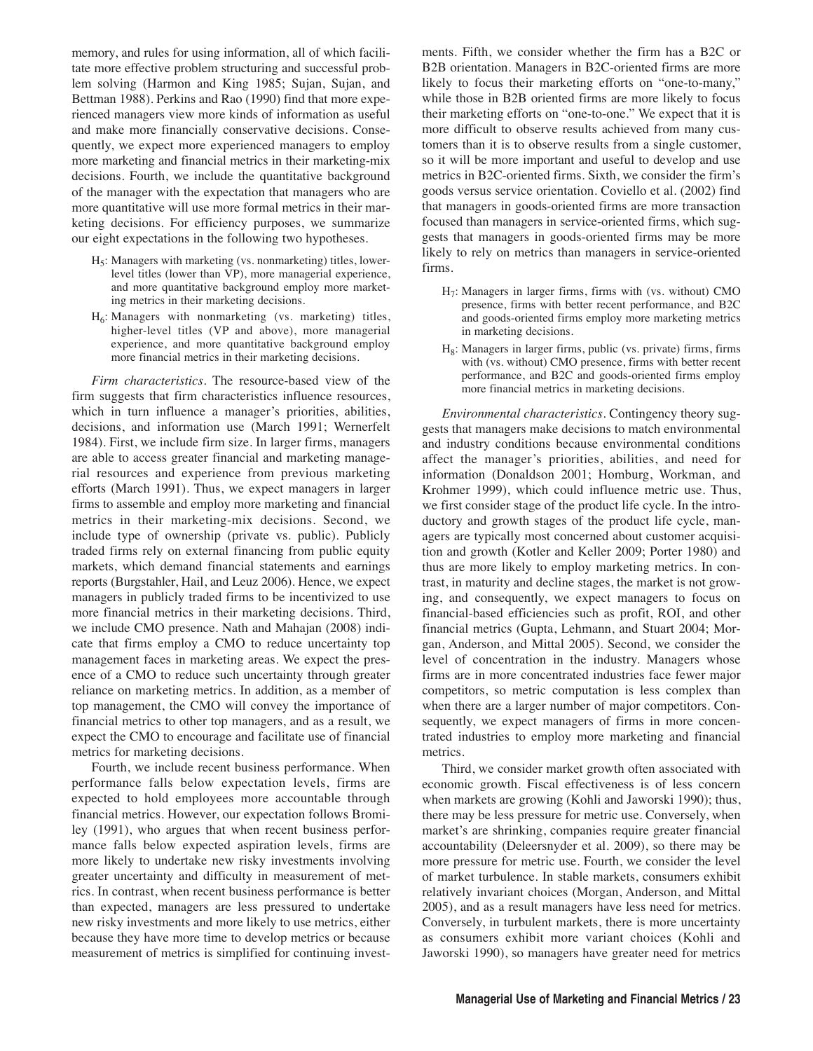memory, and rules for using information, all of which facilitate more effective problem structuring and successful problem solving (Harmon and King 1985; Sujan, Sujan, and Bettman 1988). Perkins and Rao (1990) find that more experienced managers view more kinds of information as useful and make more financially conservative decisions. Consequently, we expect more experienced managers to employ more marketing and financial metrics in their marketing-mix decisions. Fourth, we include the quantitative background of the manager with the expectation that managers who are more quantitative will use more formal metrics in their marketing decisions. For efficiency purposes, we summarize our eight expectations in the following two hypotheses.

- $H_5$: Managers with marketing (vs. nonmarketing) titles, lower-level titles (lower than VP), more managerial experience, and more quantitative background employ more marketing metrics in their marketing decisions.
- $H_6$: Managers with nonmarketing (vs. marketing) titles, higher-level titles (VP and above), more managerial experience, and more quantitative background employ more financial metrics in their marketing decisions.

*Firm characteristics.* The resource-based view of the firm suggests that firm characteristics influence resources, which in turn influence a manager's priorities, abilities, decisions, and information use (March 1991; Wernerfelt 1984). First, we include firm size. In larger firms, managers are able to access greater financial and marketing managerial resources and experience from previous marketing efforts (March 1991). Thus, we expect managers in larger firms to assemble and employ more marketing and financial metrics in their marketing-mix decisions. Second, we include type of ownership (private vs. public). Publicly traded firms rely on external financing from public equity markets, which demand financial statements and earnings reports (Burgstahler, Hail, and Leuz 2006). Hence, we expect managers in publicly traded firms to be incentivized to use more financial metrics in their marketing decisions. Third, we include CMO presence. Nath and Mahajan (2008) indicate that firms employ a CMO to reduce uncertainty top management faces in marketing areas. We expect the presence of a CMO to reduce such uncertainty through greater reliance on marketing metrics. In addition, as a member of top management, the CMO will convey the importance of financial metrics to other top managers, and as a result, we expect the CMO to encourage and facilitate use of financial metrics for marketing decisions.

Fourth, we include recent business performance. When performance falls below expectation levels, firms are expected to hold employees more accountable through financial metrics. However, our expectation follows Bromiley (1991), who argues that when recent business performance falls below expected aspiration levels, firms are more likely to undertake new risky investments involving greater uncertainty and difficulty in measurement of metrics. In contrast, when recent business performance is better than expected, managers are less pressured to undertake new risky investments and more likely to use metrics, either because they have more time to develop metrics or because measurement of metrics is simplified for continuing investments. Fifth, we consider whether the firm has a B2C or B2B orientation. Managers in B2C-oriented firms are more likely to focus their marketing efforts on "one-to-many," while those in B2B oriented firms are more likely to focus their marketing efforts on "one-to-one." We expect that it is more difficult to observe results achieved from many customers than it is to observe results from a single customer, so it will be more important and useful to develop and use metrics in B2C-oriented firms. Sixth, we consider the firm's goods versus service orientation. Coviello et al. (2002) find that managers in goods-oriented firms are more transaction focused than managers in service-oriented firms, which suggests that managers in goods-oriented firms may be more likely to rely on metrics than managers in service-oriented firms.

- $H_7$: Managers in larger firms, firms with (vs. without) CMO presence, firms with better recent performance, and B2C and goods-oriented firms employ more marketing metrics in marketing decisions.
- $H_8$: Managers in larger firms, public (vs. private) firms, firms with (vs. without) CMO presence, firms with better recent performance, and B2C and goods-oriented firms employ more financial metrics in marketing decisions.

*Environmental characteristics.* Contingency theory suggests that managers make decisions to match environmental and industry conditions because environmental conditions affect the manager's priorities, abilities, and need for information (Donaldson 2001; Homburg, Workman, and Krohmer 1999), which could influence metric use. Thus, we first consider stage of the product life cycle. In the introductory and growth stages of the product life cycle, managers are typically most concerned about customer acquisition and growth (Kotler and Keller 2009; Porter 1980) and thus are more likely to employ marketing metrics. In contrast, in maturity and decline stages, the market is not growing, and consequently, we expect managers to focus on financial-based efficiencies such as profit, ROI, and other financial metrics (Gupta, Lehmann, and Stuart 2004; Morgan, Anderson, and Mittal 2005). Second, we consider the level of concentration in the industry. Managers whose firms are in more concentrated industries face fewer major competitors, so metric computation is less complex than when there are a larger number of major competitors. Consequently, we expect managers of firms in more concentrated industries to employ more marketing and financial metrics.

Third, we consider market growth often associated with economic growth. Fiscal effectiveness is of less concern when markets are growing (Kohli and Jaworski 1990); thus, there may be less pressure for metric use. Conversely, when market's are shrinking, companies require greater financial accountability (Deleersnyder et al. 2009), so there may be more pressure for metric use. Fourth, we consider the level of market turbulence. In stable markets, consumers exhibit relatively invariant choices (Morgan, Anderson, and Mittal 2005), and as a result managers have less need for metrics. Conversely, in turbulent markets, there is more uncertainty as consumers exhibit more variant choices (Kohli and Jaworski 1990), so managers have greater need for metrics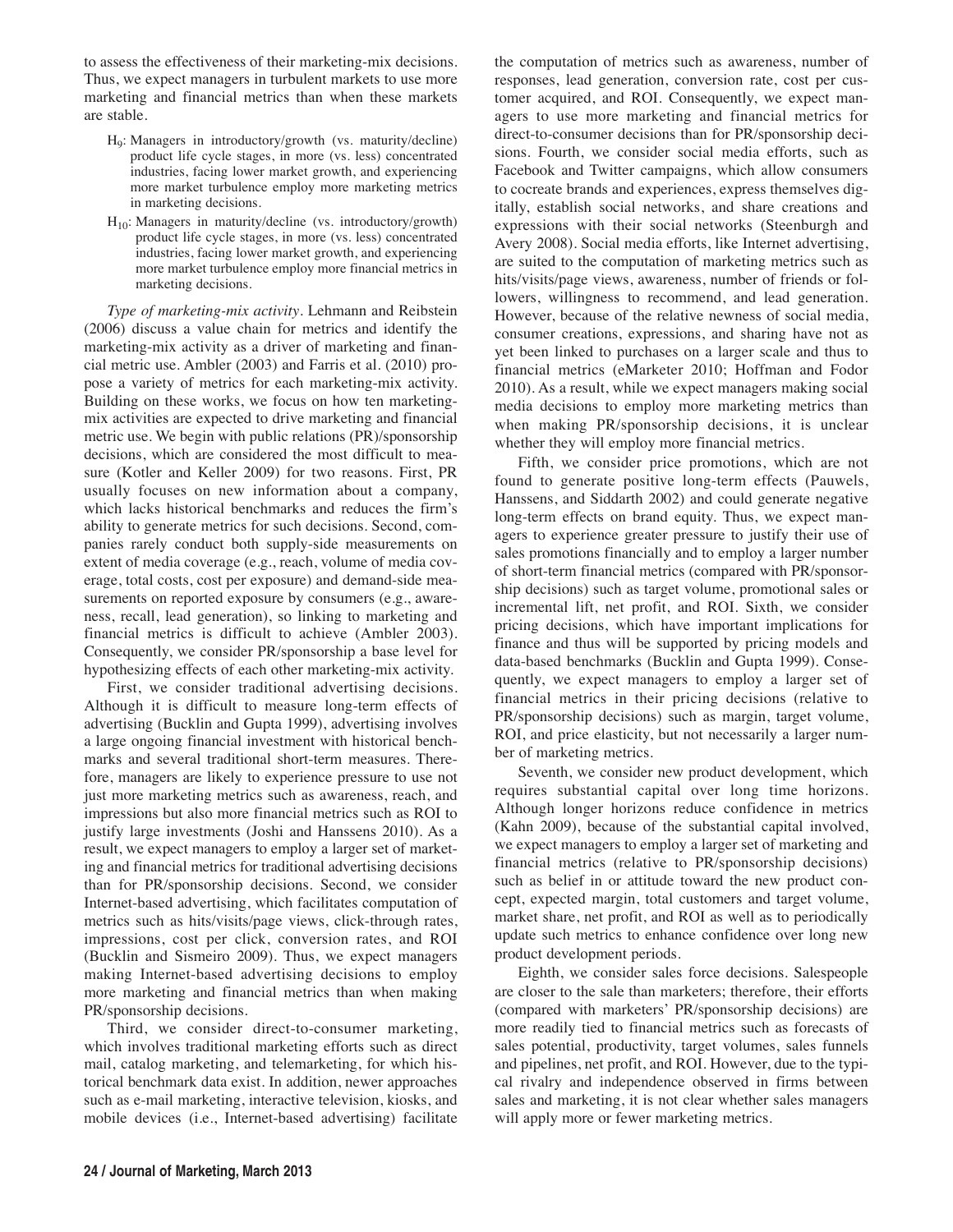to assess the effectiveness of their marketing-mix decisions. Thus, we expect managers in turbulent markets to use more marketing and financial metrics than when these markets are stable.

- $H_9$: Managers in introductory/growth (vs. maturity/decline) product life cycle stages, in more (vs. less) concentrated industries, facing lower market growth, and experiencing more market turbulence employ more marketing metrics in marketing decisions.
- $H_{10}$: Managers in maturity/decline (vs. introductory/growth) product life cycle stages, in more (vs. less) concentrated industries, facing lower market growth, and experiencing more market turbulence employ more financial metrics in marketing decisions.

*Type of marketing-mix activity*. Lehmann and Reibstein (2006) discuss a value chain for metrics and identify the marketing-mix activity as a driver of marketing and financial metric use. Ambler (2003) and Farris et al. (2010) propose a variety of metrics for each marketing-mix activity. Building on these works, we focus on how ten marketing-mix activities are expected to drive marketing and financial metric use. We begin with public relations (PR)/sponsorship decisions, which are considered the most difficult to measure (Kotler and Keller 2009) for two reasons. First, PR usually focuses on new information about a company, which lacks historical benchmarks and reduces the firm's ability to generate metrics for such decisions. Second, companies rarely conduct both supply-side measurements on extent of media coverage (e.g., reach, volume of media coverage, total costs, cost per exposure) and demand-side measurements on reported exposure by consumers (e.g., awareness, recall, lead generation), so linking to marketing and financial metrics is difficult to achieve (Ambler 2003). Consequently, we consider PR/sponsorship a base level for hypothesizing effects of each other marketing-mix activity.

First, we consider traditional advertising decisions. Although it is difficult to measure long-term effects of advertising (Bucklin and Gupta 1999), advertising involves a large ongoing financial investment with historical benchmarks and several traditional short-term measures. Therefore, managers are likely to experience pressure to use not just more marketing metrics such as awareness, reach, and impressions but also more financial metrics such as ROI to justify large investments (Joshi and Hanssens 2010). As a result, we expect managers to employ a larger set of marketing and financial metrics for traditional advertising decisions than for PR/sponsorship decisions. Second, we consider Internet-based advertising, which facilitates computation of metrics such as hits/visits/page views, click-through rates, impressions, cost per click, conversion rates, and ROI (Bucklin and Sismeiro 2009). Thus, we expect managers making Internet-based advertising decisions to employ more marketing and financial metrics than when making PR/sponsorship decisions.

Third, we consider direct-to-consumer marketing, which involves traditional marketing efforts such as direct mail, catalog marketing, and telemarketing, for which historical benchmark data exist. In addition, newer approaches such as e-mail marketing, interactive television, kiosks, and mobile devices (i.e., Internet-based advertising) facilitate the computation of metrics such as awareness, number of responses, lead generation, conversion rate, cost per customer acquired, and ROI. Consequently, we expect managers to use more marketing and financial metrics for direct-to-consumer decisions than for PR/sponsorship decisions. Fourth, we consider social media efforts, such as Facebook and Twitter campaigns, which allow consumers to cocreate brands and experiences, express themselves digitally, establish social networks, and share creations and expressions with their social networks (Steenburgh and Avery 2008). Social media efforts, like Internet advertising, are suited to the computation of marketing metrics such as hits/visits/page views, awareness, number of friends or followers, willingness to recommend, and lead generation. However, because of the relative newness of social media, consumer creations, expressions, and sharing have not as yet been linked to purchases on a larger scale and thus to financial metrics (eMarketer 2010; Hoffman and Fodor 2010). As a result, while we expect managers making social media decisions to employ more marketing metrics than when making PR/sponsorship decisions, it is unclear whether they will employ more financial metrics.

Fifth, we consider price promotions, which are not found to generate positive long-term effects (Pauwels, Hanssens, and Siddarth 2002) and could generate negative long-term effects on brand equity. Thus, we expect managers to experience greater pressure to justify their use of sales promotions financially and to employ a larger number of short-term financial metrics (compared with PR/sponsorship decisions) such as target volume, promotional sales or incremental lift, net profit, and ROI. Sixth, we consider pricing decisions, which have important implications for finance and thus will be supported by pricing models and data-based benchmarks (Bucklin and Gupta 1999). Consequently, we expect managers to employ a larger set of financial metrics in their pricing decisions (relative to PR/sponsorship decisions) such as margin, target volume, ROI, and price elasticity, but not necessarily a larger number of marketing metrics.

Seventh, we consider new product development, which requires substantial capital over long time horizons. Although longer horizons reduce confidence in metrics (Kahn 2009), because of the substantial capital involved, we expect managers to employ a larger set of marketing and financial metrics (relative to PR/sponsorship decisions) such as belief in or attitude toward the new product concept, expected margin, total customers and target volume, market share, net profit, and ROI as well as to periodically update such metrics to enhance confidence over long new product development periods.

Eighth, we consider sales force decisions. Salespeople are closer to the sale than marketers; therefore, their efforts (compared with marketers' PR/sponsorship decisions) are more readily tied to financial metrics such as forecasts of sales potential, productivity, target volumes, sales funnels and pipelines, net profit, and ROI. However, due to the typical rivalry and independence observed in firms between sales and marketing, it is not clear whether sales managers will apply more or fewer marketing metrics.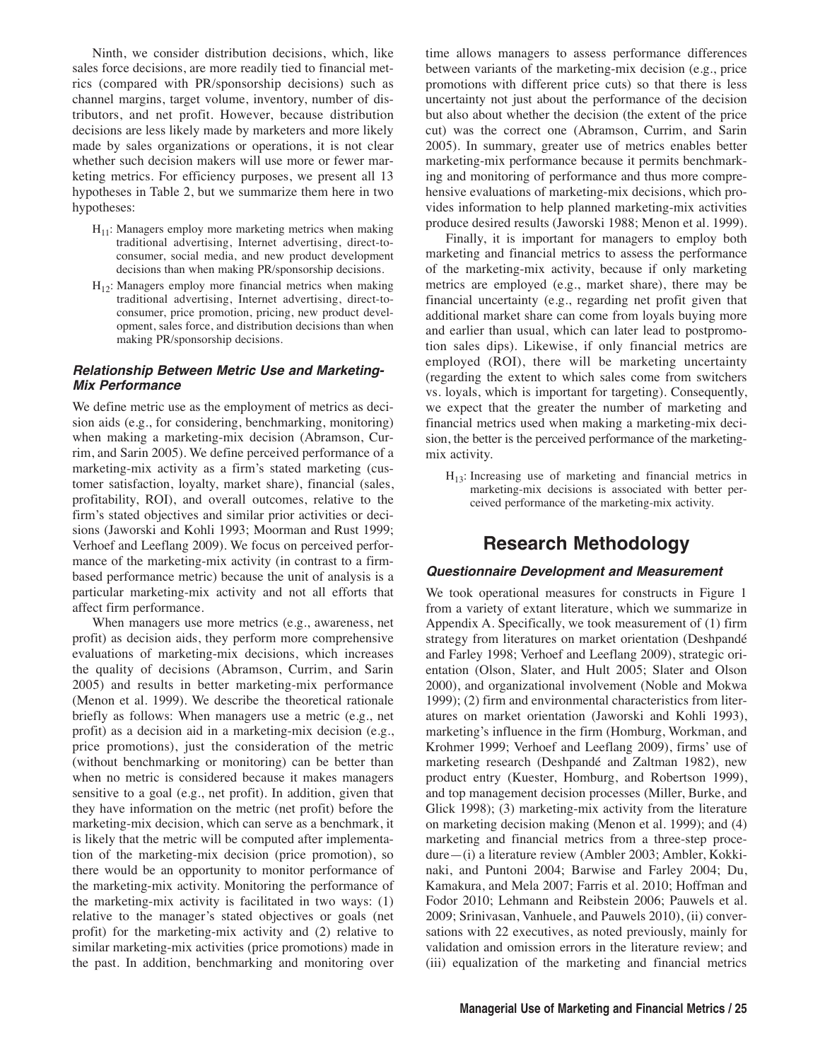Ninth, we consider distribution decisions, which, like sales force decisions, are more readily tied to financial metrics (compared with PR/sponsorship decisions) such as channel margins, target volume, inventory, number of distributors, and net profit. However, because distribution decisions are less likely made by marketers and more likely made by sales organizations or operations, it is not clear whether such decision makers will use more or fewer marketing metrics. For efficiency purposes, we present all 13 hypotheses in Table 2, but we summarize them here in two hypotheses:

> $H_{11}$: Managers employ more marketing metrics when making traditional advertising, Internet advertising, direct-to-consumer, social media, and new product development decisions than when making PR/sponsorship decisions.
>
> $H_{12}$: Managers employ more financial metrics when making traditional advertising, Internet advertising, direct-to-consumer, price promotion, pricing, new product development, sales force, and distribution decisions than when making PR/sponsorship decisions.

### *Relationship Between Metric Use and Marketing-Mix Performance*

We define metric use as the employment of metrics as decision aids (e.g., for considering, benchmarking, monitoring) when making a marketing-mix decision (Abramson, Currim, and Sarin 2005). We define perceived performance of a marketing-mix activity as a firm's stated marketing (customer satisfaction, loyalty, market share), financial (sales, profitability, ROI), and overall outcomes, relative to the firm's stated objectives and similar prior activities or decisions (Jaworski and Kohli 1993; Moorman and Rust 1999; Verhoef and Leeflang 2009). We focus on perceived performance of the marketing-mix activity (in contrast to a firm-based performance metric) because the unit of analysis is a particular marketing-mix activity and not all efforts that affect firm performance.

When managers use more metrics (e.g., awareness, net profit) as decision aids, they perform more comprehensive evaluations of marketing-mix decisions, which increases the quality of decisions (Abramson, Currim, and Sarin 2005) and results in better marketing-mix performance (Menon et al. 1999). We describe the theoretical rationale briefly as follows: When managers use a metric (e.g., net profit) as a decision aid in a marketing-mix decision (e.g., price promotions), just the consideration of the metric (without benchmarking or monitoring) can be better than when no metric is considered because it makes managers sensitive to a goal (e.g., net profit). In addition, given that they have information on the metric (net profit) before the marketing-mix decision, which can serve as a benchmark, it is likely that the metric will be computed after implementation of the marketing-mix decision (price promotion), so there would be an opportunity to monitor performance of the marketing-mix activity. Monitoring the performance of the marketing-mix activity is facilitated in two ways: (1) relative to the manager's stated objectives or goals (net profit) for the marketing-mix activity and (2) relative to similar marketing-mix activities (price promotions) made in the past. In addition, benchmarking and monitoring over time allows managers to assess performance differences between variants of the marketing-mix decision (e.g., price promotions with different price cuts) so that there is less uncertainty not just about the performance of the decision but also about whether the decision (the extent of the price cut) was the correct one (Abramson, Currim, and Sarin 2005). In summary, greater use of metrics enables better marketing-mix performance because it permits benchmarking and monitoring of performance and thus more comprehensive evaluations of marketing-mix decisions, which provides information to help planned marketing-mix activities produce desired results (Jaworski 1988; Menon et al. 1999).

Finally, it is important for managers to employ both marketing and financial metrics to assess the performance of the marketing-mix activity, because if only marketing metrics are employed (e.g., market share), there may be financial uncertainty (e.g., regarding net profit given that additional market share can come from loyals buying more and earlier than usual, which can later lead to postpromotion sales dips). Likewise, if only financial metrics are employed (ROI), there will be marketing uncertainty (regarding the extent to which sales come from switchers vs. loyals, which is important for targeting). Consequently, we expect that the greater the number of marketing and financial metrics used when making a marketing-mix decision, the better is the perceived performance of the marketing-mix activity.

> $H_{13}$: Increasing use of marketing and financial metrics in marketing-mix decisions is associated with better perceived performance of the marketing-mix activity.

## Research Methodology

### *Questionnaire Development and Measurement*

We took operational measures for constructs in Figure 1 from a variety of extant literature, which we summarize in Appendix A. Specifically, we took measurement of (1) firm strategy from literatures on market orientation (Deshpandé and Farley 1998; Verhoef and Leeflang 2009), strategic orientation (Olson, Slater, and Hult 2005; Slater and Olson 2000), and organizational involvement (Noble and Mokwa 1999); (2) firm and environmental characteristics from literatures on market orientation (Jaworski and Kohli 1993), marketing's influence in the firm (Homburg, Workman, and Krohmer 1999; Verhoef and Leeflang 2009), firms' use of marketing research (Deshpandé and Zaltman 1982), new product entry (Kuester, Homburg, and Robertson 1999), and top management decision processes (Miller, Burke, and Glick 1998); (3) marketing-mix activity from the literature on marketing decision making (Menon et al. 1999); and (4) marketing and financial metrics from a three-step procedure—(i) a literature review (Ambler 2003; Ambler, Kokkinaki, and Puntoni 2004; Barwise and Farley 2004; Du, Kamakura, and Mela 2007; Farris et al. 2010; Hoffman and Fodor 2010; Lehmann and Reibstein 2006; Pauwels et al. 2009; Srinivasan, Vanhuele, and Pauwels 2010), (ii) conversations with 22 executives, as noted previously, mainly for validation and omission errors in the literature review; and (iii) equalization of the marketing and financial metrics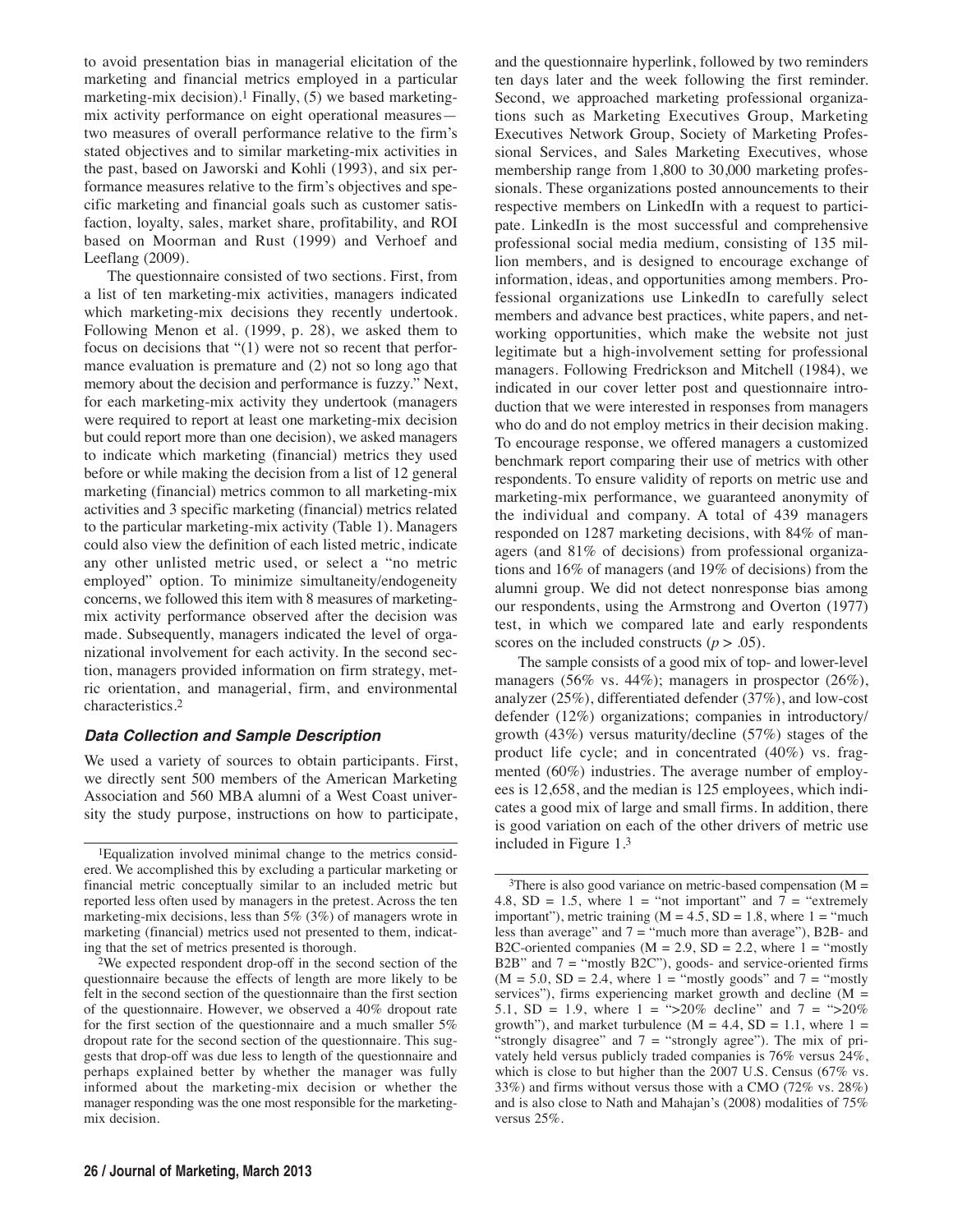to avoid presentation bias in managerial elicitation of the marketing and financial metrics employed in a particular marketing-mix decision).[1] Finally, (5) we based marketing-mix activity performance on eight operational measures—two measures of overall performance relative to the firm's stated objectives and to similar marketing-mix activities in the past, based on Jaworski and Kohli (1993), and six performance measures relative to the firm's objectives and specific marketing and financial goals such as customer satisfaction, loyalty, sales, market share, profitability, and ROI based on Moorman and Rust (1999) and Verhoef and Leeflang (2009).

The questionnaire consisted of two sections. First, from a list of ten marketing-mix activities, managers indicated which marketing-mix decisions they recently undertook. Following Menon et al. (1999, p. 28), we asked them to focus on decisions that "(1) were not so recent that performance evaluation is premature and (2) not so long ago that memory about the decision and performance is fuzzy." Next, for each marketing-mix activity they undertook (managers were required to report at least one marketing-mix decision but could report more than one decision), we asked managers to indicate which marketing (financial) metrics they used before or while making the decision from a list of 12 general marketing (financial) metrics common to all marketing-mix activities and 3 specific marketing (financial) metrics related to the particular marketing-mix activity (Table 1). Managers could also view the definition of each listed metric, indicate any other unlisted metric used, or select a "no metric employed" option. To minimize simultaneity/endogeneity concerns, we followed this item with 8 measures of marketing-mix activity performance observed after the decision was made. Subsequently, managers indicated the level of organizational involvement for each activity. In the second section, managers provided information on firm strategy, metric orientation, and managerial, firm, and environmental characteristics.[2]

### *Data Collection and Sample Description*

We used a variety of sources to obtain participants. First, we directly sent 500 members of the American Marketing Association and 560 MBA alumni of a West Coast university the study purpose, instructions on how to participate, and the questionnaire hyperlink, followed by two reminders ten days later and the week following the first reminder. Second, we approached marketing professional organizations such as Marketing Executives Group, Marketing Executives Network Group, Society of Marketing Professional Services, and Sales Marketing Executives, whose membership range from 1,800 to 30,000 marketing professionals. These organizations posted announcements to their respective members on LinkedIn with a request to participate. LinkedIn is the most successful and comprehensive professional social media medium, consisting of 135 million members, and is designed to encourage exchange of information, ideas, and opportunities among members. Professional organizations use LinkedIn to carefully select members and advance best practices, white papers, and networking opportunities, which make the website not just legitimate but a high-involvement setting for professional managers. Following Fredrickson and Mitchell (1984), we indicated in our cover letter post and questionnaire introduction that we were interested in responses from managers who do and do not employ metrics in their decision making. To encourage response, we offered managers a customized benchmark report comparing their use of metrics with other respondents. To ensure validity of reports on metric use and marketing-mix performance, we guaranteed anonymity of the individual and company. A total of 439 managers responded on 1287 marketing decisions, with 84% of managers (and 81% of decisions) from professional organizations and 16% of managers (and 19% of decisions) from the alumni group. We did not detect nonresponse bias among our respondents, using the Armstrong and Overton (1977) test, in which we compared late and early respondents scores on the included constructs ($p > .05$).

The sample consists of a good mix of top- and lower-level managers (56% vs. 44%); managers in prospector (26%), analyzer (25%), differentiated defender (37%), and low-cost defender (12%) organizations; companies in introductory/growth (43%) versus maturity/decline (57%) stages of the product life cycle; and in concentrated (40%) vs. fragmented (60%) industries. The average number of employees is 12,658, and the median is 125 employees, which indicates a good mix of large and small firms. In addition, there is good variation on each of the other drivers of metric use included in Figure 1.[3]

---

[1]Equalization involved minimal change to the metrics considered. We accomplished this by excluding a particular marketing or financial metric conceptually similar to an included metric but reported less often used by managers in the pretest. Across the ten marketing-mix decisions, less than 5% (3%) of managers wrote in marketing (financial) metrics used not presented to them, indicating that the set of metrics presented is thorough.

[2]We expected respondent drop-off in the second section of the questionnaire because the effects of length are more likely to be felt in the second section of the questionnaire than the first section of the questionnaire. However, we observed a 40% dropout rate for the first section of the questionnaire and a much smaller 5% dropout rate for the second section of the questionnaire. This suggests that drop-off was due less to length of the questionnaire and perhaps explained better by whether the manager was fully informed about the marketing-mix decision or whether the manager responding was the one most responsible for the marketing-mix decision.

[3]There is also good variance on metric-based compensation ($M = 4.8$, $SD = 1.5$, where 1 = "not important" and 7 = "extremely important"), metric training ($M = 4.5$, $SD = 1.8$, where 1 = "much less than average" and 7 = "much more than average"), B2B- and B2C-oriented companies ($M = 2.9$, $SD = 2.2$, where 1 = "mostly B2B" and 7 = "mostly B2C"), goods- and service-oriented firms ($M = 5.0$, $SD = 2.4$, where 1 = "mostly goods" and 7 = "mostly services"), firms experiencing market growth and decline ($M = 5.1$, $SD = 1.9$, where 1 = ">20% decline" and 7 = ">20% growth"), and market turbulence ($M = 4.4$, $SD = 1.1$, where 1 = "strongly disagree" and 7 = "strongly agree"). The mix of privately held versus publicly traded companies is 76% versus 24%, which is close to but higher than the 2007 U.S. Census (67% vs. 33%) and firms without versus those with a CMO (72% vs. 28%) and is also close to Nath and Mahajan's (2008) modalities of 75% versus 25%.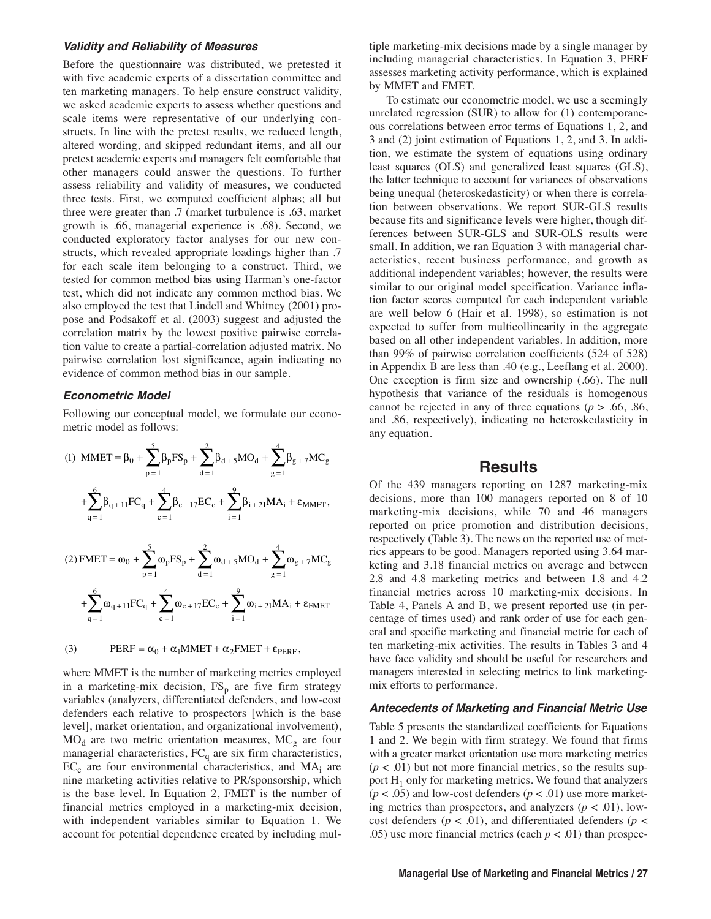### *Validity and Reliability of Measures*

Before the questionnaire was distributed, we pretested it with five academic experts of a dissertation committee and ten marketing managers. To help ensure construct validity, we asked academic experts to assess whether questions and scale items were representative of our underlying constructs. In line with the pretest results, we reduced length, altered wording, and skipped redundant items, and all our pretest academic experts and managers felt comfortable that other managers could answer the questions. To further assess reliability and validity of measures, we conducted three tests. First, we computed coefficient alphas; all but three were greater than .7 (market turbulence is .63, market growth is .66, managerial experience is .68). Second, we conducted exploratory factor analyses for our new constructs, which revealed appropriate loadings higher than .7 for each scale item belonging to a construct. Third, we tested for common method bias using Harman's one-factor test, which did not indicate any common method bias. We also employed the test that Lindell and Whitney (2001) propose and Podsakoff et al. (2003) suggest and adjusted the correlation matrix by the lowest positive pairwise correlation value to create a partial-correlation adjusted matrix. No pairwise correlation lost significance, again indicating no evidence of common method bias in our sample.

### *Econometric Model*

Following our conceptual model, we formulate our econometric model as follows:

$$(1)\quad \text{MMET} = \beta_0 + \sum_{p=1}^{5}\beta_p \text{FS}_p + \sum_{d=1}^{2}\beta_{d+5}\text{MO}_d + \sum_{g=1}^{4}\beta_{g+7}\text{MC}_g + \sum_{q=1}^{6}\beta_{q+11}\text{FC}_q + \sum_{c=1}^{4}\beta_{c+17}\text{EC}_c + \sum_{i=1}^{9}\beta_{i+21}\text{MA}_i + \varepsilon_{\text{MMET}},$$

$$(2)\quad \text{FMET} = \omega_0 + \sum_{p=1}^{5}\omega_p \text{FS}_p + \sum_{d=1}^{2}\omega_{d+5}\text{MO}_d + \sum_{g=1}^{4}\omega_{g+7}\text{MC}_g + \sum_{q=1}^{6}\omega_{q+11}\text{FC}_q + \sum_{c=1}^{4}\omega_{c+17}\text{EC}_c + \sum_{i=1}^{9}\omega_{i+21}\text{MA}_i + \varepsilon_{\text{FMET}}$$

$$(3)\quad \text{PERF} = \alpha_0 + \alpha_1\text{MMET} + \alpha_2\text{FMET} + \varepsilon_{\text{PERF}},$$

where MMET is the number of marketing metrics employed in a marketing-mix decision, $FS_p$ are five firm strategy variables (analyzers, differentiated defenders, and low-cost defenders each relative to prospectors [which is the base level], market orientation, and organizational involvement), $MO_d$ are two metric orientation measures, $MC_g$ are four managerial characteristics, $FC_q$ are six firm characteristics, $EC_c$ are four environmental characteristics, and $MA_i$ are nine marketing activities relative to PR/sponsorship, which is the base level. In Equation 2, FMET is the number of financial metrics employed in a marketing-mix decision, with independent variables similar to Equation 1. We account for potential dependence created by including multiple marketing-mix decisions made by a single manager by including managerial characteristics. In Equation 3, PERF assesses marketing activity performance, which is explained by MMET and FMET.

To estimate our econometric model, we use a seemingly unrelated regression (SUR) to allow for (1) contemporaneous correlations between error terms of Equations 1, 2, and 3 and (2) joint estimation of Equations 1, 2, and 3. In addition, we estimate the system of equations using ordinary least squares (OLS) and generalized least squares (GLS), the latter technique to account for variances of observations being unequal (heteroskedasticity) or when there is correlation between observations. We report SUR-GLS results because fits and significance levels were higher, though differences between SUR-GLS and SUR-OLS results were small. In addition, we ran Equation 3 with managerial characteristics, recent business performance, and growth as additional independent variables; however, the results were similar to our original model specification. Variance inflation factor scores computed for each independent variable are well below 6 (Hair et al. 1998), so estimation is not expected to suffer from multicollinearity in the aggregate based on all other independent variables. In addition, more than 99% of pairwise correlation coefficients (524 of 528) in Appendix B are less than .40 (e.g., Leeflang et al. 2000). One exception is firm size and ownership (.66). The null hypothesis that variance of the residuals is homogenous cannot be rejected in any of three equations ($p > .66$, .86, and .86, respectively), indicating no heteroskedasticity in any equation.

## Results

Of the 439 managers reporting on 1287 marketing-mix decisions, more than 100 managers reported on 8 of 10 marketing-mix decisions, while 70 and 46 managers reported on price promotion and distribution decisions, respectively (Table 3). The news on the reported use of metrics appears to be good. Managers reported using 3.64 marketing and 3.18 financial metrics on average and between 2.8 and 4.8 marketing metrics and between 1.8 and 4.2 financial metrics across 10 marketing-mix decisions. In Table 4, Panels A and B, we present reported use (in percentage of times used) and rank order of use for each general and specific marketing and financial metric for each of ten marketing-mix activities. The results in Tables 3 and 4 have face validity and should be useful for researchers and managers interested in selecting metrics to link marketing-mix efforts to performance.

### *Antecedents of Marketing and Financial Metric Use*

Table 5 presents the standardized coefficients for Equations 1 and 2. We begin with firm strategy. We found that firms with a greater market orientation use more marketing metrics ($p < .01$) but not more financial metrics, so the results support $H_1$ only for marketing metrics. We found that analyzers ($p < .05$) and low-cost defenders ($p < .01$) use more marketing metrics than prospectors, and analyzers ($p < .01$), low-cost defenders ($p < .01$), and differentiated defenders ($p < .05$) use more financial metrics (each $p < .01$) than prospec-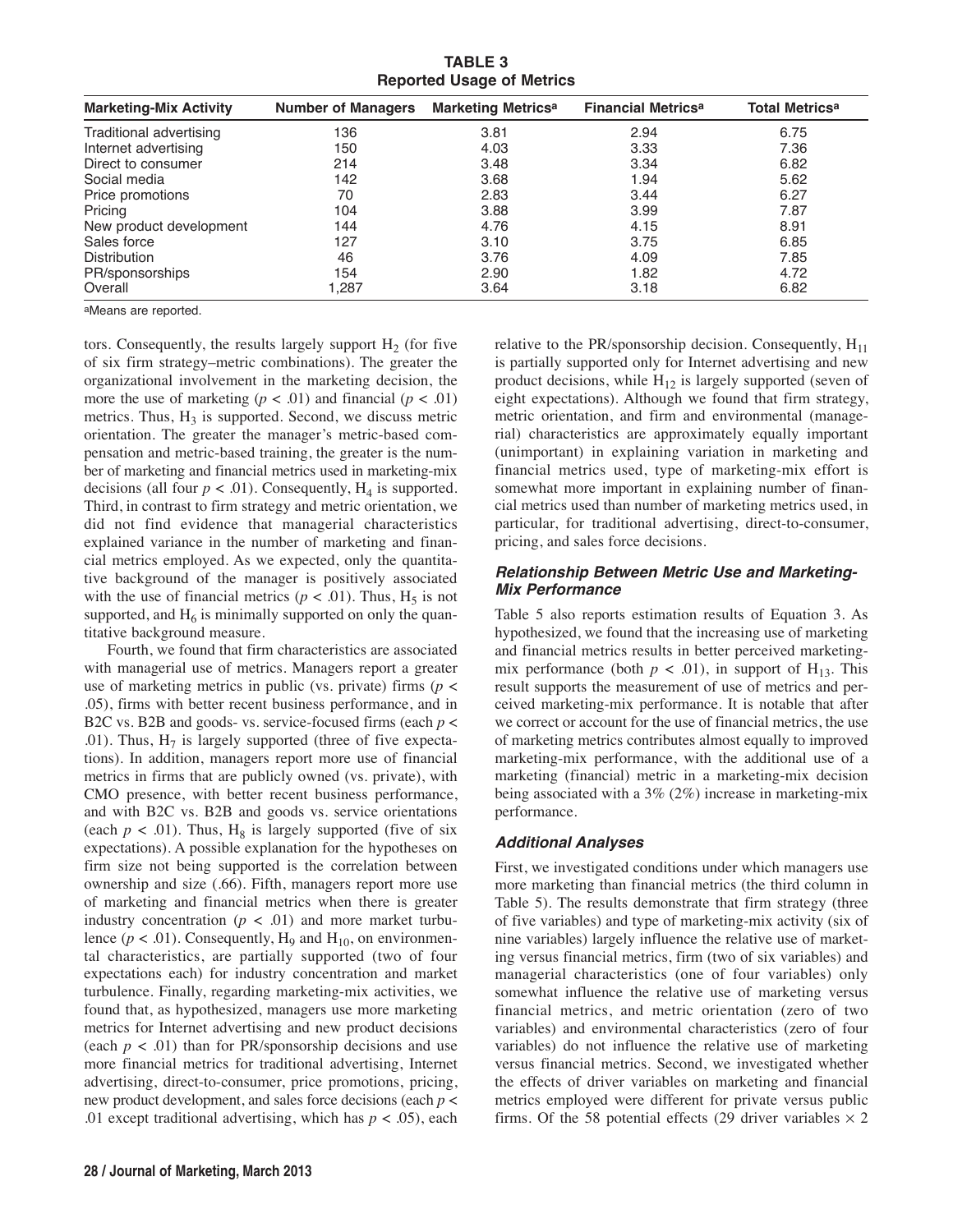**TABLE 3**
**Reported Usage of Metrics**

| Marketing-Mix Activity | Number of Managers | Marketing Metrics[a] | Financial Metrics[a] | Total Metrics[a] |
|---|---|---|---|---|
| Traditional advertising | 136 | 3.81 | 2.94 | 6.75 |
| Internet advertising | 150 | 4.03 | 3.33 | 7.36 |
| Direct to consumer | 214 | 3.48 | 3.34 | 6.82 |
| Social media | 142 | 3.68 | 1.94 | 5.62 |
| Price promotions | 70 | 2.83 | 3.44 | 6.27 |
| Pricing | 104 | 3.88 | 3.99 | 7.87 |
| New product development | 144 | 4.76 | 4.15 | 8.91 |
| Sales force | 127 | 3.10 | 3.75 | 6.85 |
| Distribution | 46 | 3.76 | 4.09 | 7.85 |
| PR/sponsorships | 154 | 2.90 | 1.82 | 4.72 |
| Overall | 1,287 | 3.64 | 3.18 | 6.82 |

[a]Means are reported.

tors. Consequently, the results largely support $H_2$ (for five of six firm strategy–metric combinations). The greater the organizational involvement in the marketing decision, the more the use of marketing ($p < .01$) and financial ($p < .01$) metrics. Thus, $H_3$ is supported. Second, we discuss metric orientation. The greater the manager's metric-based compensation and metric-based training, the greater is the number of marketing and financial metrics used in marketing-mix decisions (all four $p < .01$). Consequently, $H_4$ is supported. Third, in contrast to firm strategy and metric orientation, we did not find evidence that managerial characteristics explained variance in the number of marketing and financial metrics employed. As we expected, only the quantitative background of the manager is positively associated with the use of financial metrics ($p < .01$). Thus, $H_5$ is not supported, and $H_6$ is minimally supported on only the quantitative background measure.

Fourth, we found that firm characteristics are associated with managerial use of metrics. Managers report a greater use of marketing metrics in public (vs. private) firms ($p < .05$), firms with better recent business performance, and in B2C vs. B2B and goods- vs. service-focused firms (each $p < .01$). Thus, $H_7$ is largely supported (three of five expectations). In addition, managers report more use of financial metrics in firms that are publicly owned (vs. private), with CMO presence, with better recent business performance, and with B2C vs. B2B and goods vs. service orientations (each $p < .01$). Thus, $H_8$ is largely supported (five of six expectations). A possible explanation for the hypotheses on firm size not being supported is the correlation between ownership and size (.66). Fifth, managers report more use of marketing and financial metrics when there is greater industry concentration ($p < .01$) and more market turbulence ($p < .01$). Consequently, $H_9$ and $H_{10}$, on environmental characteristics, are partially supported (two of four expectations each) for industry concentration and market turbulence. Finally, regarding marketing-mix activities, we found that, as hypothesized, managers use more marketing metrics for Internet advertising and new product decisions (each $p < .01$) than for PR/sponsorship decisions and use more financial metrics for traditional advertising, Internet advertising, direct-to-consumer, price promotions, pricing, new product development, and sales force decisions (each $p < .01$ except traditional advertising, which has $p < .05$), each relative to the PR/sponsorship decision. Consequently, $H_{11}$ is partially supported only for Internet advertising and new product decisions, while $H_{12}$ is largely supported (seven of eight expectations). Although we found that firm strategy, metric orientation, and firm and environmental (managerial) characteristics are approximately equally important (unimportant) in explaining variation in marketing and financial metrics used, type of marketing-mix effort is somewhat more important in explaining number of financial metrics used than number of marketing metrics used, in particular, for traditional advertising, direct-to-consumer, pricing, and sales force decisions.

### *Relationship Between Metric Use and Marketing-Mix Performance*

Table 5 also reports estimation results of Equation 3. As hypothesized, we found that the increasing use of marketing and financial metrics results in better perceived marketing-mix performance (both $p < .01$), in support of $H_{13}$. This result supports the measurement of use of metrics and perceived marketing-mix performance. It is notable that after we correct or account for the use of financial metrics, the use of marketing metrics contributes almost equally to improved marketing-mix performance, with the additional use of a marketing (financial) metric in a marketing-mix decision being associated with a 3% (2%) increase in marketing-mix performance.

### *Additional Analyses*

First, we investigated conditions under which managers use more marketing than financial metrics (the third column in Table 5). The results demonstrate that firm strategy (three of five variables) and type of marketing-mix activity (six of nine variables) largely influence the relative use of marketing versus financial metrics, firm (two of six variables) and managerial characteristics (one of four variables) only somewhat influence the relative use of marketing versus financial metrics, and metric orientation (zero of two variables) and environmental characteristics (zero of four variables) do not influence the relative use of marketing versus financial metrics. Second, we investigated whether the effects of driver variables on marketing and financial metrics employed were different for private versus public firms. Of the 58 potential effects (29 driver variables × 2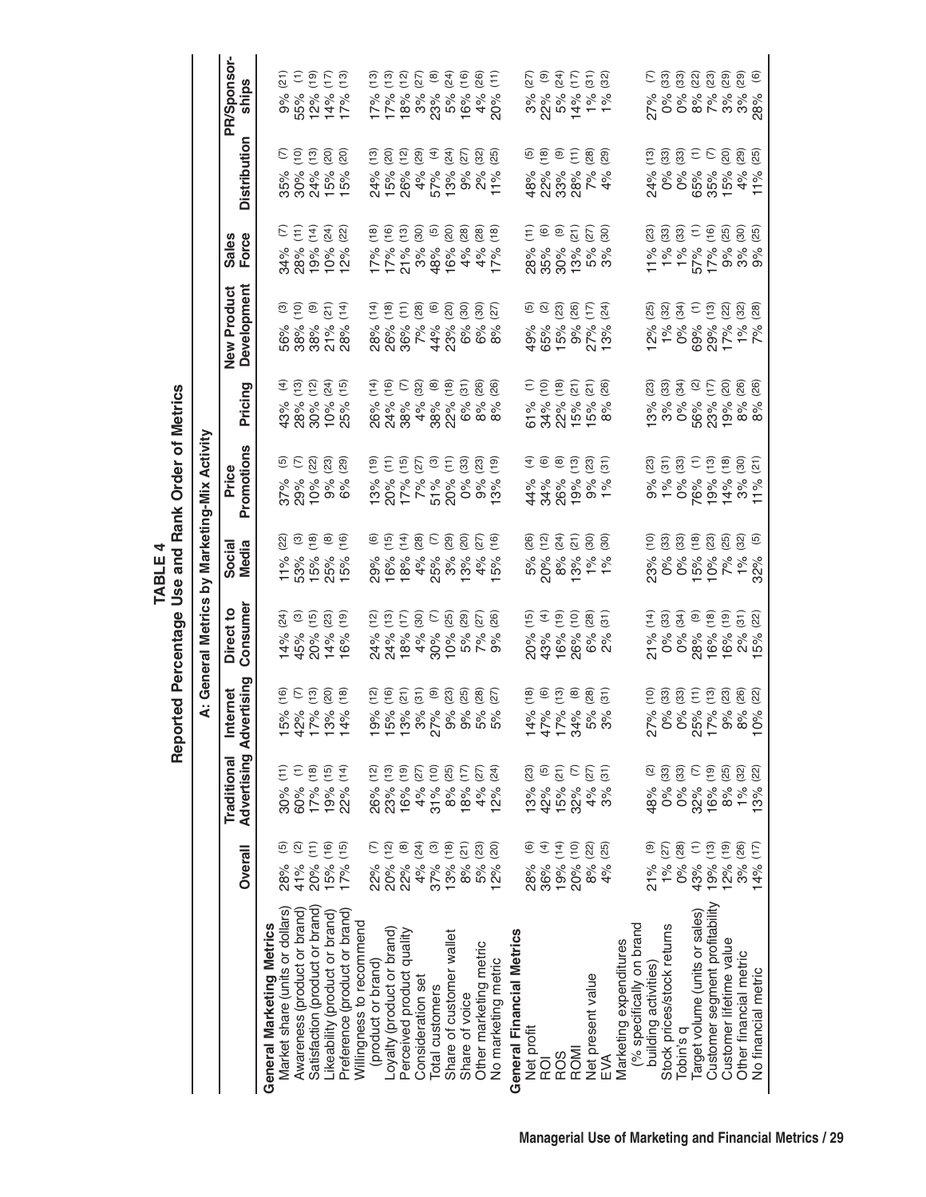# TABLE 4

## Reported Percentage Use and Rank Order of Metrics

### A: General Metrics by Marketing-Mix Activity

| | Overall | Traditional Advertising | Internet Advertising | Direct to Consumer | Social Media | Price Promotions | Pricing | New Product Development | Sales Force | Distribution | PR/Sponsorships |
|---|---|---|---|---|---|---|---|---|---|---|---|
| **General Marketing Metrics** | | | | | | | | | | | |
| Market share (units or dollars) | 28% (5) | 30% (11) | 15% (16) | 14% (24) | 11% (22) | 37% (5) | 43% (4) | 56% (3) | 34% (7) | 35% (7) | 9% (21) |
| Awareness (product or brand) | 41% (2) | 60% (1) | 42% (7) | 45% (3) | 53% (3) | 29% (7) | 28% (13) | 38% (10) | 28% (11) | 30% (10) | 55% (1) |
| Satisfaction (product or brand) | 20% (11) | 17% (18) | 17% (13) | 20% (15) | 15% (18) | 10% (22) | 30% (12) | 38% (9) | 19% (14) | 24% (13) | 12% (19) |
| Likeability (product or brand) | 15% (16) | 19% (15) | 13% (20) | 14% (23) | 25% (8) | 9% (23) | 10% (24) | 21% (21) | 10% (24) | 15% (20) | 14% (17) |
| Preference (product or brand) | 17% (15) | 22% (14) | 14% (18) | 16% (19) | 15% (16) | 6% (29) | 25% (15) | 28% (14) | 12% (22) | 15% (20) | 17% (13) |
| Willingness to recommend (product or brand) | 22% (7) | 26% (12) | 19% (12) | 24% (12) | 29% (6) | 13% (19) | 26% (14) | 28% (14) | 17% (18) | 24% (13) | 17% (13) |
| Loyalty (product or brand) | 20% (12) | 23% (13) | 15% (16) | 24% (13) | 16% (15) | 20% (11) | 24% (16) | 26% (18) | 17% (16) | 15% (20) | 17% (13) |
| Perceived product quality | 22% (8) | 16% (19) | 13% (21) | 18% (17) | 18% (14) | 17% (15) | 38% (7) | 36% (11) | 21% (13) | 26% (12) | 18% (12) |
| Consideration set | 4% (24) | 4% (27) | 3% (31) | 4% (30) | 4% (28) | 7% (27) | 4% (32) | 7% (28) | 3% (30) | 4% (29) | 3% (27) |
| Total customers | 37% (3) | 31% (10) | 27% (9) | 30% (7) | 25% (7) | 51% (3) | 38% (8) | 44% (6) | 48% (5) | 57% (4) | 23% (8) |
| Share of customer wallet | 13% (18) | 8% (25) | 9% (23) | 10% (25) | 3% (29) | 20% (11) | 22% (18) | 23% (20) | 16% (20) | 13% (24) | 5% (24) |
| Share of voice | 8% (21) | 18% (17) | 9% (25) | 5% (29) | 13% (20) | 0% (33) | 6% (31) | 6% (30) | 4% (28) | 9% (27) | 16% (16) |
| Other marketing metric | 5% (23) | 4% (27) | 5% (28) | 7% (27) | 4% (27) | 9% (23) | 8% (26) | 6% (30) | 4% (28) | 2% (32) | 4% (26) |
| No marketing metric | 12% (20) | 12% (24) | 5% (27) | 9% (26) | 15% (16) | 13% (19) | 8% (26) | 8% (27) | 17% (18) | 11% (25) | 20% (11) |
| **General Financial Metrics** | | | | | | | | | | | |
| Net profit | 28% (6) | 13% (23) | 14% (18) | 20% (15) | 5% (26) | 44% (4) | 61% (1) | 49% (5) | 28% (11) | 48% (5) | 3% (27) |
| ROI | 36% (4) | 42% (5) | 47% (6) | 43% (4) | 20% (12) | 34% (6) | 34% (10) | 65% (2) | 35% (6) | 22% (18) | 22% (9) |
| ROS | 19% (14) | 15% (21) | 17% (13) | 16% (19) | 8% (24) | 26% (8) | 22% (18) | 15% (23) | 30% (9) | 33% (9) | 5% (24) |
| ROMI | 20% (10) | 32% (7) | 34% (8) | 26% (10) | 13% (21) | 19% (13) | 15% (21) | 9% (26) | 13% (21) | 28% (11) | 14% (17) |
| Net present value | 8% (22) | 4% (27) | 5% (28) | 6% (28) | 1% (30) | 9% (23) | 15% (21) | 27% (17) | 5% (27) | 7% (28) | 1% (31) |
| EVA | 4% (25) | 3% (31) | 3% (31) | 2% (31) | 1% (30) | 1% (31) | 8% (26) | 13% (24) | 3% (30) | 4% (29) | 1% (32) |
| Marketing expenditures (% specifically on brand building activities) | 21% (9) | 48% (2) | 27% (10) | 21% (14) | 23% (10) | 9% (23) | 13% (23) | 12% (25) | 11% (23) | 24% (13) | 27% (7) |
| Stock prices/stock returns | 1% (27) | 0% (33) | 0% (33) | 0% (33) | 0% (33) | 1% (31) | 3% (33) | 1% (32) | 1% (33) | 0% (33) | 0% (33) |
| Tobin's q | 0% (28) | 0% (33) | 0% (33) | 0% (34) | 0% (33) | 0% (33) | 0% (34) | 0% (34) | 1% (33) | 0% (33) | 0% (33) |
| Target volume (units or sales) | 43% (1) | 32% (7) | 25% (11) | 28% (9) | 15% (18) | 76% (1) | 56% (2) | 69% (1) | 57% (1) | 65% (1) | 8% (22) |
| Customer segment profitability | 19% (13) | 16% (19) | 17% (13) | 16% (18) | 10% (23) | 19% (13) | 23% (17) | 29% (13) | 17% (16) | 35% (7) | 7% (23) |
| Customer lifetime value | 12% (19) | 8% (25) | 9% (23) | 16% (19) | 7% (25) | 14% (18) | 19% (20) | 17% (22) | 9% (25) | 15% (20) | 3% (29) |
| Other financial metric | 3% (26) | 1% (32) | 8% (26) | 2% (31) | 1% (32) | 3% (30) | 8% (26) | 1% (32) | 3% (30) | 4% (29) | 3% (29) |
| No financial metric | 14% (17) | 13% (22) | 10% (22) | 15% (22) | 32% (5) | 11% (21) | 8% (26) | 7% (28) | 9% (25) | 11% (25) | 28% (6) |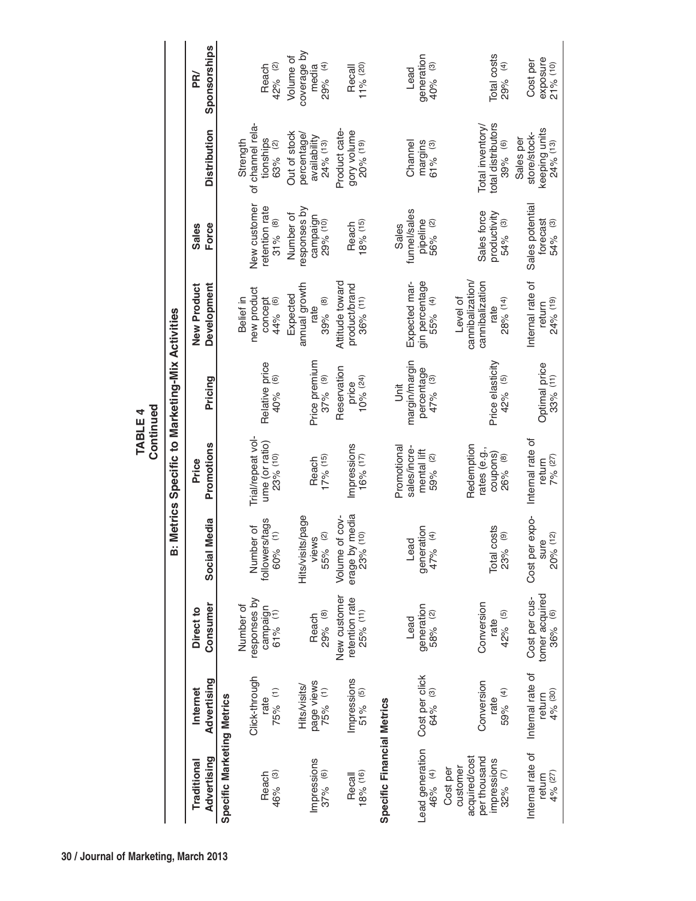**TABLE 4**
**Continued**

**B: Metrics Specific to Marketing-Mix Activities**

| Traditional Advertising | Internet Advertising | Direct to Consumer | Social Media | Price Promotions | Pricing | New Product Development | Sales Force | Distribution | PR/ Sponsorships |
|---|---|---|---|---|---|---|---|---|---|
| **Specific Marketing Metrics** | | | | | | | | | |
| Reach 46% (3) | Click-through rate 75% (1) | Number of responses by campaign 61% (1) | Number of followers/tags 60% (1) | Trial/repeat volume (or ratio) 23% (10) | Relative price 40% (6) | Belief in new product concept 44% (6) | New customer retention rate 31% (8) | Strength of channel relationships 63% (2) | Reach 42% (2) |
| Impressions 37% (6) | Hits/visits/page views 75% (1) | Reach 29% (8) | Hits/visits/page views 55% (2) | Reach 17% (15) | Price premium 37% (9) | Expected annual growth rate 39% (8) | Number of responses by campaign 29% (10) | Out of stock percentage/availability 24% (13) | Volume of coverage by media 29% (4) |
| Recall 18% (16) | Impressions 51% (5) | New customer retention rate 25% (11) | Volume of coverage by media 23% (10) | Impressions 16% (17) | Reservation price 10% (24) | Attitude toward product/brand 36% (11) | Reach 18% (15) | Product category volume 20% (19) | Recall 11% (20) |
| **Specific Financial Metrics** | | | | | | | | | |
| Lead generation 46% (4) | Cost per click 64% (3) | Lead generation 58% (2) | Lead generation 47% (4) | Promotional sales/incremental lift 59% (2) | Unit margin/margin percentage 47% (3) | Expected margin percentage 55% (4) | Sales funnel/sales pipeline 56% (2) | Channel margins 61% (3) | Lead generation 40% (3) |
| Cost per customer acquired/cost per thousand impressions 32% (7) | Conversion rate 59% (4) | Conversion rate 42% (5) | Total costs 23% (9) | Redemption rates (e.g., coupons) 26% (8) | Price elasticity 42% (5) | Level of cannibalization/cannibalization rate 28% (14) | Sales force productivity 54% (3) | Total inventory/total distributors 39% (6) | Total costs 29% (4) |
| Internal rate of return 4% (27) | Internal rate of return 4% (30) | Cost per customer acquired 36% (6) | Cost per exposure 20% (12) | Internal rate of return 7% (27) | Optimal price 33% (11) | Internal rate of return 24% (19) | Sales potential forecast 54% (3) | Sales per store/stockkeeping units 24% (13) | Cost per exposure 21% (10) |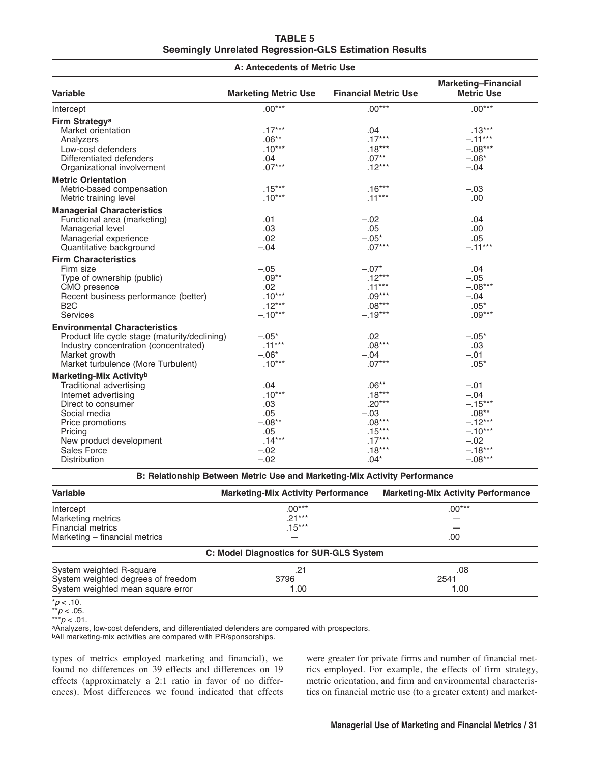**TABLE 5**
**Seemingly Unrelated Regression-GLS Estimation Results**

**A: Antecedents of Metric Use**

| Variable | Marketing Metric Use | Financial Metric Use | Marketing–Financial Metric Use |
|---|---|---|---|
| Intercept | .00*** | .00*** | .00*** |
| **Firm Strategy**[a] | | | |
| Market orientation | .17*** | .04 | .13*** |
| Analyzers | .06** | .17*** | –.11*** |
| Low-cost defenders | .10*** | .18*** | –.08*** |
| Differentiated defenders | .04 | .07** | –.06* |
| Organizational involvement | .07*** | .12*** | –.04 |
| **Metric Orientation** | | | |
| Metric-based compensation | .15*** | .16*** | –.03 |
| Metric training level | .10*** | .11*** | .00 |
| **Managerial Characteristics** | | | |
| Functional area (marketing) | .01 | –.02 | .04 |
| Managerial level | .03 | .05 | .00 |
| Managerial experience | .02 | –.05* | .05 |
| Quantitative background | –.04 | .07*** | –.11*** |
| **Firm Characteristics** | | | |
| Firm size | –.05 | –.07* | .04 |
| Type of ownership (public) | .09** | .12*** | –.05 |
| CMO presence | .02 | .11*** | –.08*** |
| Recent business performance (better) | .10*** | .09*** | –.04 |
| B2C | .12*** | .08*** | .05* |
| Services | –.10*** | –.19*** | .09*** |
| **Environmental Characteristics** | | | |
| Product life cycle stage (maturity/declining) | –.05* | .02 | –.05* |
| Industry concentration (concentrated) | .11*** | .08*** | .03 |
| Market growth | –.06* | –.04 | –.01 |
| Market turbulence (More Turbulent) | .10*** | .07*** | .05* |
| **Marketing-Mix Activity**[b] | | | |
| Traditional advertising | .04 | .06** | –.01 |
| Internet advertising | .10*** | .18*** | –.04 |
| Direct to consumer | .03 | .20*** | –.15*** |
| Social media | .05 | –.03 | .08** |
| Price promotions | –.08** | .08*** | –.12*** |
| Pricing | .05 | .15*** | –.10*** |
| New product development | .14*** | .17*** | –.02 |
| Sales Force | –.02 | .18*** | –.18*** |
| Distribution | –.02 | .04* | –.08*** |

**B: Relationship Between Metric Use and Marketing-Mix Activity Performance**

| Variable | Marketing-Mix Activity Performance | Marketing-Mix Activity Performance |
|---|---|---|
| Intercept | .00*** | .00*** |
| Marketing metrics | .21*** | — |
| Financial metrics | .15*** | — |
| Marketing – financial metrics | — | .00 |

**C: Model Diagnostics for SUR-GLS System**

| | | |
|---|---|---|
| System weighted R-square | .21 | .08 |
| System weighted degrees of freedom | 3796 | 2541 |
| System weighted mean square error | 1.00 | 1.00 |

*$p < .10$.
**$p < .05$.
***$p < .01$.
[a]Analyzers, low-cost defenders, and differentiated defenders are compared with prospectors.
[b]All marketing-mix activities are compared with PR/sponsorships.

types of metrics employed marketing and financial), we found no differences on 39 effects and differences on 19 effects (approximately a 2:1 ratio in favor of no differences). Most differences we found indicated that effects were greater for private firms and number of financial metrics employed. For example, the effects of firm strategy, metric orientation, and firm and environmental characteristics on financial metric use (to a greater extent) and market-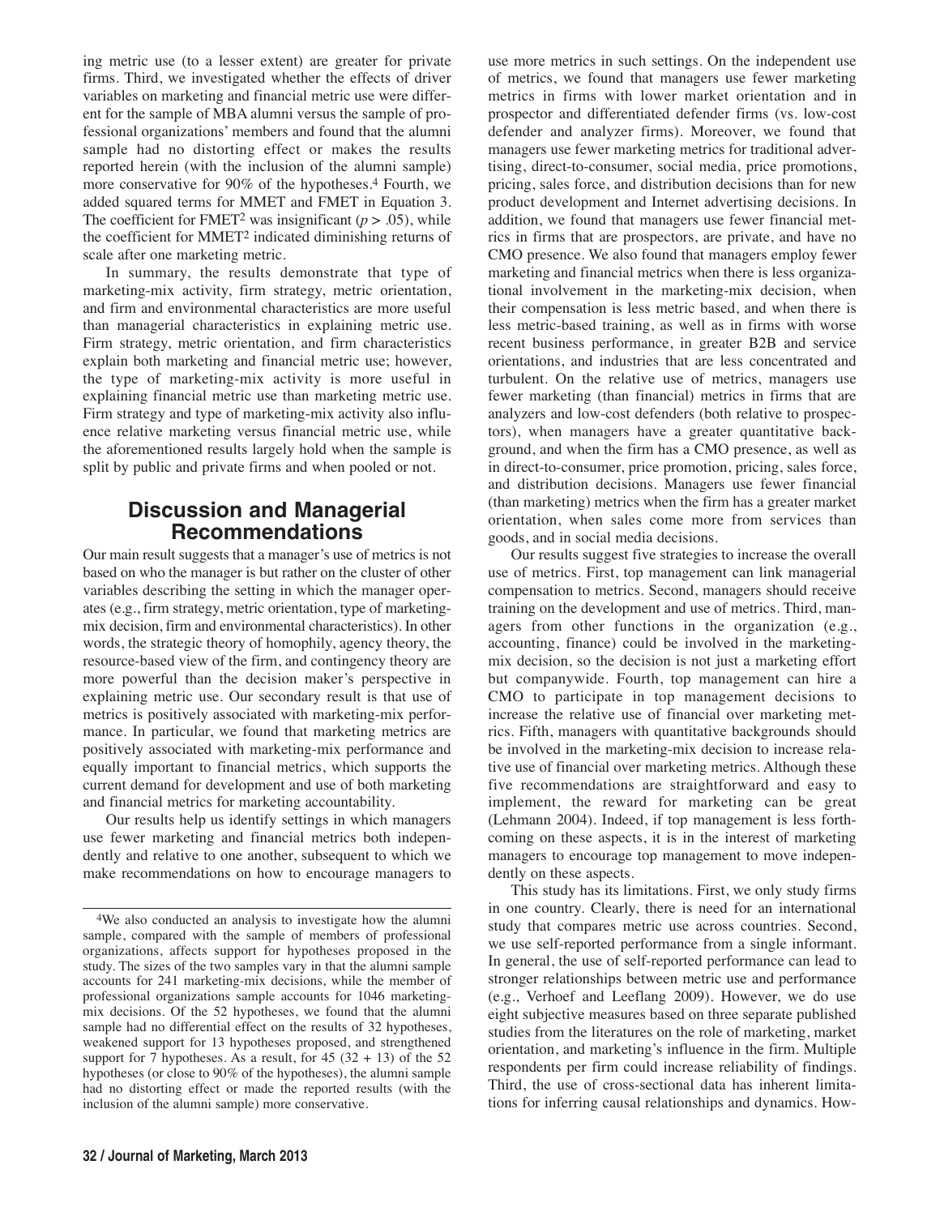ing metric use (to a lesser extent) are greater for private firms. Third, we investigated whether the effects of driver variables on marketing and financial metric use were different for the sample of MBA alumni versus the sample of professional organizations' members and found that the alumni sample had no distorting effect or makes the results reported herein (with the inclusion of the alumni sample) more conservative for 90% of the hypotheses.[4] Fourth, we added squared terms for MMET and FMET in Equation 3. The coefficient for $FMET^2$ was insignificant ($p > .05$), while the coefficient for $MMET^2$ indicated diminishing returns of scale after one marketing metric.

In summary, the results demonstrate that type of marketing-mix activity, firm strategy, metric orientation, and firm and environmental characteristics are more useful than managerial characteristics in explaining metric use. Firm strategy, metric orientation, and firm characteristics explain both marketing and financial metric use; however, the type of marketing-mix activity is more useful in explaining financial metric use than marketing metric use. Firm strategy and type of marketing-mix activity also influence relative marketing versus financial metric use, while the aforementioned results largely hold when the sample is split by public and private firms and when pooled or not.

## Discussion and Managerial Recommendations

Our main result suggests that a manager's use of metrics is not based on who the manager is but rather on the cluster of other variables describing the setting in which the manager operates (e.g., firm strategy, metric orientation, type of marketing-mix decision, firm and environmental characteristics). In other words, the strategic theory of homophily, agency theory, the resource-based view of the firm, and contingency theory are more powerful than the decision maker's perspective in explaining metric use. Our secondary result is that use of metrics is positively associated with marketing-mix performance. In particular, we found that marketing metrics are positively associated with marketing-mix performance and equally important to financial metrics, which supports the current demand for development and use of both marketing and financial metrics for marketing accountability.

Our results help us identify settings in which managers use fewer marketing and financial metrics both independently and relative to one another, subsequent to which we make recommendations on how to encourage managers to use more metrics in such settings. On the independent use of metrics, we found that managers use fewer marketing metrics in firms with lower market orientation and in prospector and differentiated defender firms (vs. low-cost defender and analyzer firms). Moreover, we found that managers use fewer marketing metrics for traditional advertising, direct-to-consumer, social media, price promotions, pricing, sales force, and distribution decisions than for new product development and Internet advertising decisions. In addition, we found that managers use fewer financial metrics in firms that are prospectors, are private, and have no CMO presence. We also found that managers employ fewer marketing and financial metrics when there is less organizational involvement in the marketing-mix decision, when their compensation is less metric based, and when there is less metric-based training, as well as in firms with worse recent business performance, in greater B2B and service orientations, and industries that are less concentrated and turbulent. On the relative use of metrics, managers use fewer marketing (than financial) metrics in firms that are analyzers and low-cost defenders (both relative to prospectors), when managers have a greater quantitative background, and when the firm has a CMO presence, as well as in direct-to-consumer, price promotion, pricing, sales force, and distribution decisions. Managers use fewer financial (than marketing) metrics when the firm has a greater market orientation, when sales come more from services than goods, and in social media decisions.

Our results suggest five strategies to increase the overall use of metrics. First, top management can link managerial compensation to metrics. Second, managers should receive training on the development and use of metrics. Third, managers from other functions in the organization (e.g., accounting, finance) could be involved in the marketing-mix decision, so the decision is not just a marketing effort but companywide. Fourth, top management can hire a CMO to participate in top management decisions to increase the relative use of financial over marketing metrics. Fifth, managers with quantitative backgrounds should be involved in the marketing-mix decision to increase relative use of financial over marketing metrics. Although these five recommendations are straightforward and easy to implement, the reward for marketing can be great (Lehmann 2004). Indeed, if top management is less forthcoming on these aspects, it is in the interest of marketing managers to encourage top management to move independently on these aspects.

This study has its limitations. First, we only study firms in one country. Clearly, there is need for an international study that compares metric use across countries. Second, we use self-reported performance from a single informant. In general, the use of self-reported performance can lead to stronger relationships between metric use and performance (e.g., Verhoef and Leeflang 2009). However, we do use eight subjective measures based on three separate published studies from the literatures on the role of marketing, market orientation, and marketing's influence in the firm. Multiple respondents per firm could increase reliability of findings. Third, the use of cross-sectional data has inherent limitations for inferring causal relationships and dynamics. How-

[4]We also conducted an analysis to investigate how the alumni sample, compared with the sample of members of professional organizations, affects support for hypotheses proposed in the study. The sizes of the two samples vary in that the alumni sample accounts for 241 marketing-mix decisions, while the member of professional organizations sample accounts for 1046 marketing-mix decisions. Of the 52 hypotheses, we found that the alumni sample had no differential effect on the results of 32 hypotheses, weakened support for 13 hypotheses proposed, and strengthened support for 7 hypotheses. As a result, for 45 (32 + 13) of the 52 hypotheses (or close to 90% of the hypotheses), the alumni sample had no distorting effect or made the reported results (with the inclusion of the alumni sample) more conservative.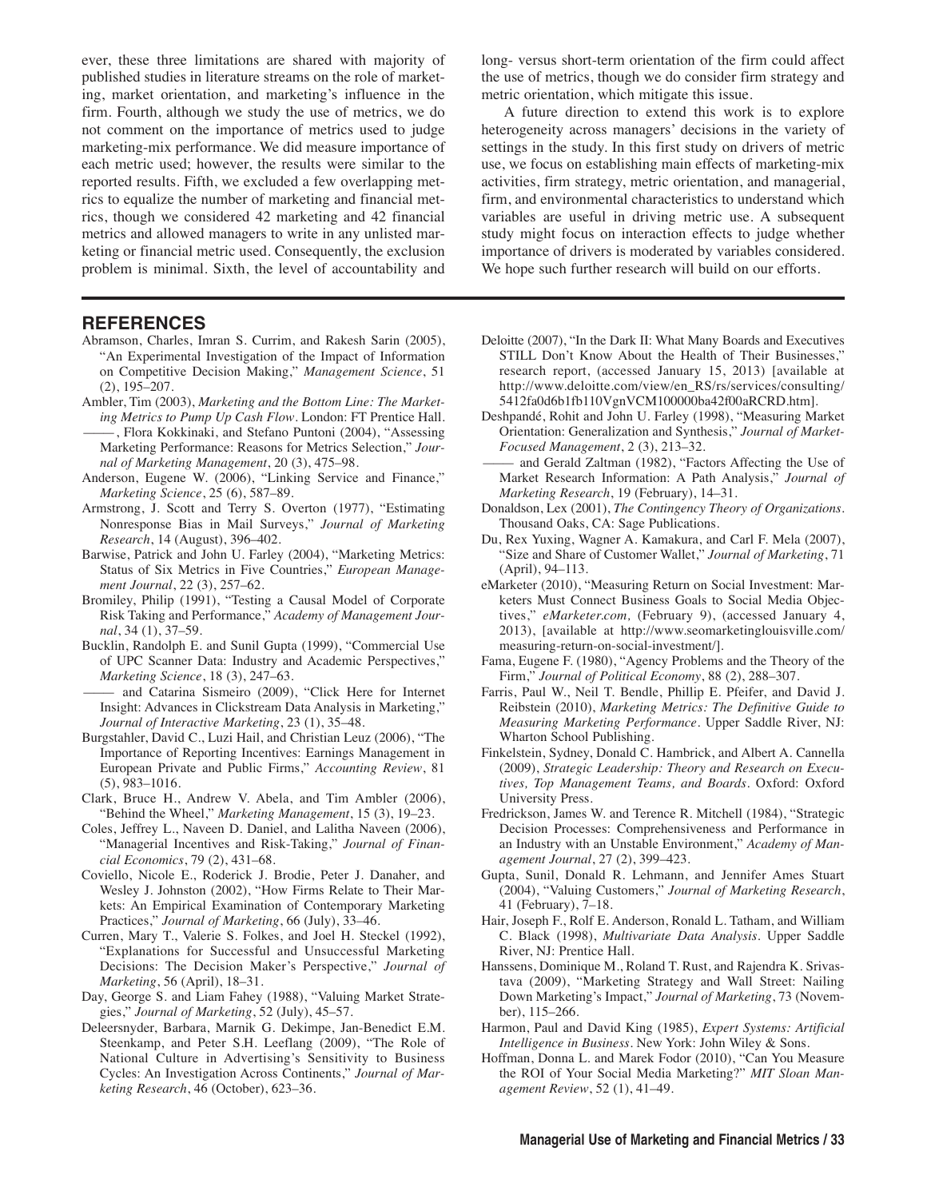ever, these three limitations are shared with majority of published studies in literature streams on the role of marketing, market orientation, and marketing's influence in the firm. Fourth, although we study the use of metrics, we do not comment on the importance of metrics used to judge marketing-mix performance. We did measure importance of each metric used; however, the results were similar to the reported results. Fifth, we excluded a few overlapping metrics to equalize the number of marketing and financial metrics, though we considered 42 marketing and 42 financial metrics and allowed managers to write in any unlisted marketing or financial metric used. Consequently, the exclusion problem is minimal. Sixth, the level of accountability and long- versus short-term orientation of the firm could affect the use of metrics, though we do consider firm strategy and metric orientation, which mitigate this issue.

A future direction to extend this work is to explore heterogeneity across managers' decisions in the variety of settings in the study. In this first study on drivers of metric use, we focus on establishing main effects of marketing-mix activities, firm strategy, metric orientation, and managerial, firm, and environmental characteristics to understand which variables are useful in driving metric use. A subsequent study might focus on interaction effects to judge whether importance of drivers is moderated by variables considered. We hope such further research will build on our efforts.

## REFERENCES

Abramson, Charles, Imran S. Currim, and Rakesh Sarin (2005), "An Experimental Investigation of the Impact of Information on Competitive Decision Making," *Management Science*, 51 (2), 195–207.

Ambler, Tim (2003), *Marketing and the Bottom Line: The Marketing Metrics to Pump Up Cash Flow*. London: FT Prentice Hall.

———, Flora Kokkinaki, and Stefano Puntoni (2004), "Assessing Marketing Performance: Reasons for Metrics Selection," *Journal of Marketing Management*, 20 (3), 475–98.

Anderson, Eugene W. (2006), "Linking Service and Finance," *Marketing Science*, 25 (6), 587–89.

Armstrong, J. Scott and Terry S. Overton (1977), "Estimating Nonresponse Bias in Mail Surveys," *Journal of Marketing Research*, 14 (August), 396–402.

Barwise, Patrick and John U. Farley (2004), "Marketing Metrics: Status of Six Metrics in Five Countries," *European Management Journal*, 22 (3), 257–62.

Bromiley, Philip (1991), "Testing a Causal Model of Corporate Risk Taking and Performance," *Academy of Management Journal*, 34 (1), 37–59.

Bucklin, Randolph E. and Sunil Gupta (1999), "Commercial Use of UPC Scanner Data: Industry and Academic Perspectives," *Marketing Science*, 18 (3), 247–63.

——— and Catarina Sismeiro (2009), "Click Here for Internet Insight: Advances in Clickstream Data Analysis in Marketing," *Journal of Interactive Marketing*, 23 (1), 35–48.

Burgstahler, David C., Luzi Hail, and Christian Leuz (2006), "The Importance of Reporting Incentives: Earnings Management in European Private and Public Firms," *Accounting Review*, 81 (5), 983–1016.

Clark, Bruce H., Andrew V. Abela, and Tim Ambler (2006), "Behind the Wheel," *Marketing Management*, 15 (3), 19–23.

Coles, Jeffrey L., Naveen D. Daniel, and Lalitha Naveen (2006), "Managerial Incentives and Risk-Taking," *Journal of Financial Economics*, 79 (2), 431–68.

Coviello, Nicole E., Roderick J. Brodie, Peter J. Danaher, and Wesley J. Johnston (2002), "How Firms Relate to Their Markets: An Empirical Examination of Contemporary Marketing Practices," *Journal of Marketing*, 66 (July), 33–46.

Curren, Mary T., Valerie S. Folkes, and Joel H. Steckel (1992), "Explanations for Successful and Unsuccessful Marketing Decisions: The Decision Maker's Perspective," *Journal of Marketing*, 56 (April), 18–31.

Day, George S. and Liam Fahey (1988), "Valuing Market Strategies," *Journal of Marketing*, 52 (July), 45–57.

Deleersnyder, Barbara, Marnik G. Dekimpe, Jan-Benedict E.M. Steenkamp, and Peter S.H. Leeflang (2009), "The Role of National Culture in Advertising's Sensitivity to Business Cycles: An Investigation Across Continents," *Journal of Marketing Research*, 46 (October), 623–36.

Deloitte (2007), "In the Dark II: What Many Boards and Executives STILL Don't Know About the Health of Their Businesses," research report, (accessed January 15, 2013) [available at http://www.deloitte.com/view/en_RS/rs/services/consulting/5412fa0d6b1fb110VgnVCM100000ba42f00aRCRD.htm].

Deshpandé, Rohit and John U. Farley (1998), "Measuring Market Orientation: Generalization and Synthesis," *Journal of Market-Focused Management*, 2 (3), 213–32.

——— and Gerald Zaltman (1982), "Factors Affecting the Use of Market Research Information: A Path Analysis," *Journal of Marketing Research*, 19 (February), 14–31.

Donaldson, Lex (2001), *The Contingency Theory of Organizations*. Thousand Oaks, CA: Sage Publications.

Du, Rex Yuxing, Wagner A. Kamakura, and Carl F. Mela (2007), "Size and Share of Customer Wallet," *Journal of Marketing*, 71 (April), 94–113.

eMarketer (2010), "Measuring Return on Social Investment: Marketers Must Connect Business Goals to Social Media Objectives," *eMarketer.com,* (February 9), (accessed January 4, 2013), [available at http://www.seomarketinglouisville.com/measuring-return-on-social-investment/].

Fama, Eugene F. (1980), "Agency Problems and the Theory of the Firm," *Journal of Political Economy*, 88 (2), 288–307.

Farris, Paul W., Neil T. Bendle, Phillip E. Pfeifer, and David J. Reibstein (2010), *Marketing Metrics: The Definitive Guide to Measuring Marketing Performance*. Upper Saddle River, NJ: Wharton School Publishing.

Finkelstein, Sydney, Donald C. Hambrick, and Albert A. Cannella (2009), *Strategic Leadership: Theory and Research on Executives, Top Management Teams, and Boards*. Oxford: Oxford University Press.

Fredrickson, James W. and Terence R. Mitchell (1984), "Strategic Decision Processes: Comprehensiveness and Performance in an Industry with an Unstable Environment," *Academy of Management Journal*, 27 (2), 399–423.

Gupta, Sunil, Donald R. Lehmann, and Jennifer Ames Stuart (2004), "Valuing Customers," *Journal of Marketing Research*, 41 (February), 7–18.

Hair, Joseph F., Rolf E. Anderson, Ronald L. Tatham, and William C. Black (1998), *Multivariate Data Analysis*. Upper Saddle River, NJ: Prentice Hall.

Hanssens, Dominique M., Roland T. Rust, and Rajendra K. Srivastava (2009), "Marketing Strategy and Wall Street: Nailing Down Marketing's Impact," *Journal of Marketing*, 73 (November), 115–266.

Harmon, Paul and David King (1985), *Expert Systems: Artificial Intelligence in Business*. New York: John Wiley & Sons.

Hoffman, Donna L. and Marek Fodor (2010), "Can You Measure the ROI of Your Social Media Marketing?" *MIT Sloan Management Review*, 52 (1), 41–49.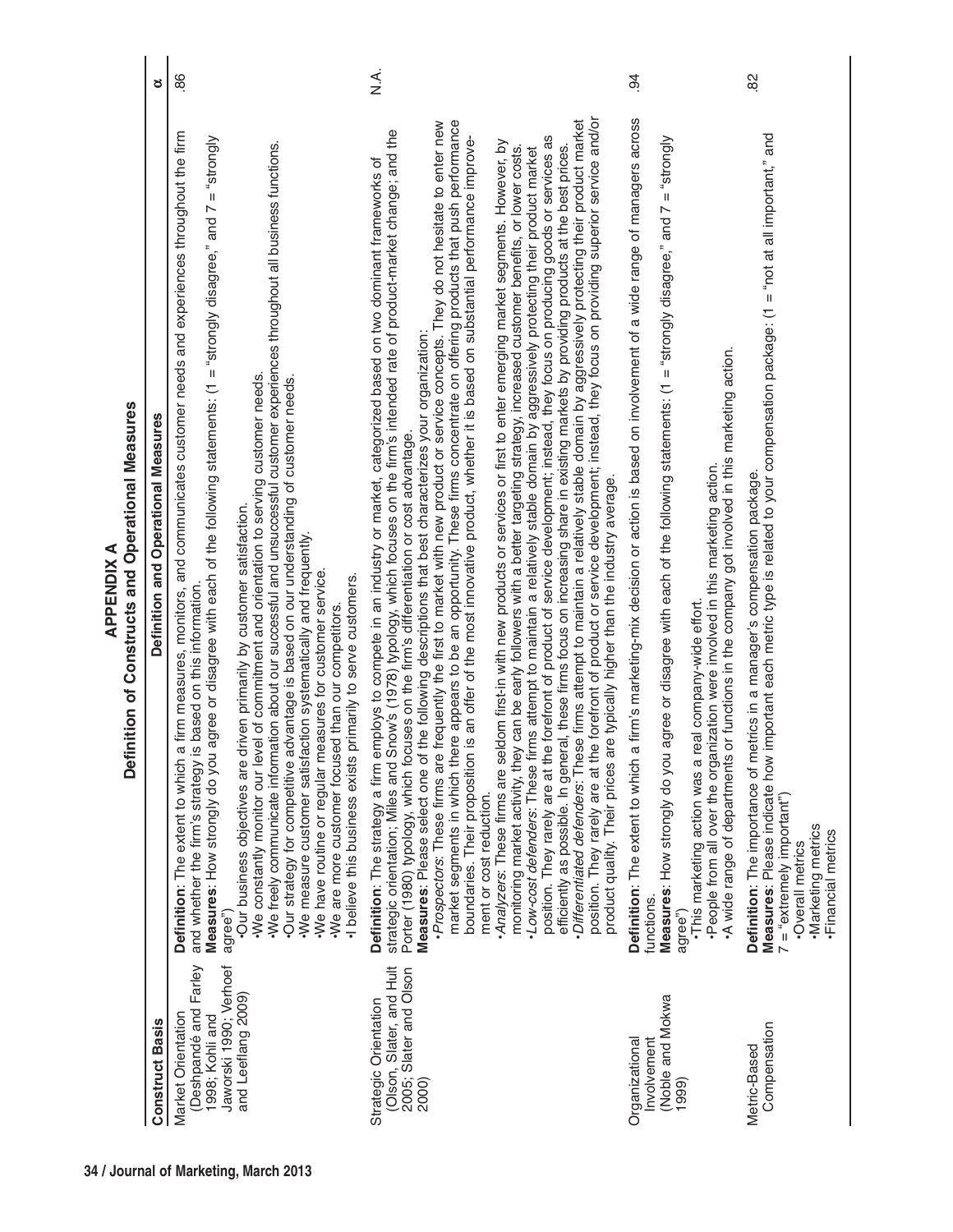# APPENDIX A

## Definition of Constructs and Operational Measures

| Construct Basis | Definition and Operational Measures | α |
|---|---|---|
| Market Orientation (Deshpandé and Farley 1998; Kohli and Jaworski 1990; Verhoef and Leeflang 2009) | **Definition**: The extent to which a firm measures, monitors, and communicates customer needs and experiences throughout the firm and whether the firm's strategy is based on this information.<br>**Measures**: How strongly do you agree or disagree with each of the following statements: (1 = "strongly disagree," and 7 = "strongly agree")<br>•Our business objectives are driven primarily by customer satisfaction.<br>•We constantly monitor our level of commitment and orientation to serving customer needs.<br>•We freely communicate information about our successful and unsuccessful customer experiences throughout all business functions.<br>•Our strategy for competitive advantage is based on our understanding of customer needs.<br>•We measure customer satisfaction systematically and frequently.<br>•We have routine or regular measures for customer service.<br>•We are more customer focused than our competitors.<br>•I believe this business exists primarily to serve customers. | .86 |
| Strategic Orientation (Olson, Slater, and Hult 2005; Slater and Olson 2000) | **Definition**: The strategy a firm employs to compete in an industry or market, categorized based on two dominant frameworks of strategic orientation; Miles and Snow's (1978) typology, which focuses on the firm's intended rate of product-market change; and the Porter (1980) typology, which focuses on the firm's differentiation or cost advantage.<br>**Measures**: Please select one of the following descriptions that best characterizes your organization:<br>•*Prospectors*: These firms are frequently the first to market with new product or service concepts. They do not hesitate to enter new market segments in which there appears to be an opportunity. These firms concentrate on offering products that push performance boundaries. Their proposition is an offer of the most innovative product, whether it is based on substantial performance improvement or cost reduction.<br>•*Analyzers*: These firms are seldom first-in with new products or services or first to enter emerging market segments. However, by monitoring market activity, they can be early followers with a better targeting strategy, increased customer benefits, or lower costs.<br>•*Low-cost defenders*: These firms attempt to maintain a relatively stable domain by aggressively protecting their product market position. They rarely are at the forefront of product of service development; instead, they focus on producing goods or services as efficiently as possible. In general, these firms focus on increasing share in existing markets by providing products at the best prices.<br>•*Differentiated defenders*: These firms attempt to maintain a relatively stable domain by aggressively protecting their product market position. They rarely are at the forefront of product or service development; instead, they focus on providing superior service and/or product quality. Their prices are typically higher than the industry average. | N.A. |
| Organizational Involvement (Noble and Mokwa 1999) | **Definition**: The extent to which a firm's marketing-mix decision or action is based on involvement of a wide range of managers across functions.<br>**Measures**: How strongly do you agree or disagree with each of the following statements: (1 = "strongly disagree," and 7 = "strongly agree")<br>•This marketing action was a real company-wide effort.<br>•People from all over the organization were involved in this marketing action.<br>•A wide range of departments or functions in the company got involved in this marketing action. | .94 |
| Metric-Based Compensation | **Definition**: The importance of metrics in a manager's compensation package.<br>**Measures**: Please indicate how important each metric type is related to your compensation package: (1 = "not at all important," and 7 = "extremely important")<br>•Overall metrics<br>•Marketing metrics<br>•Financial metrics | .82 |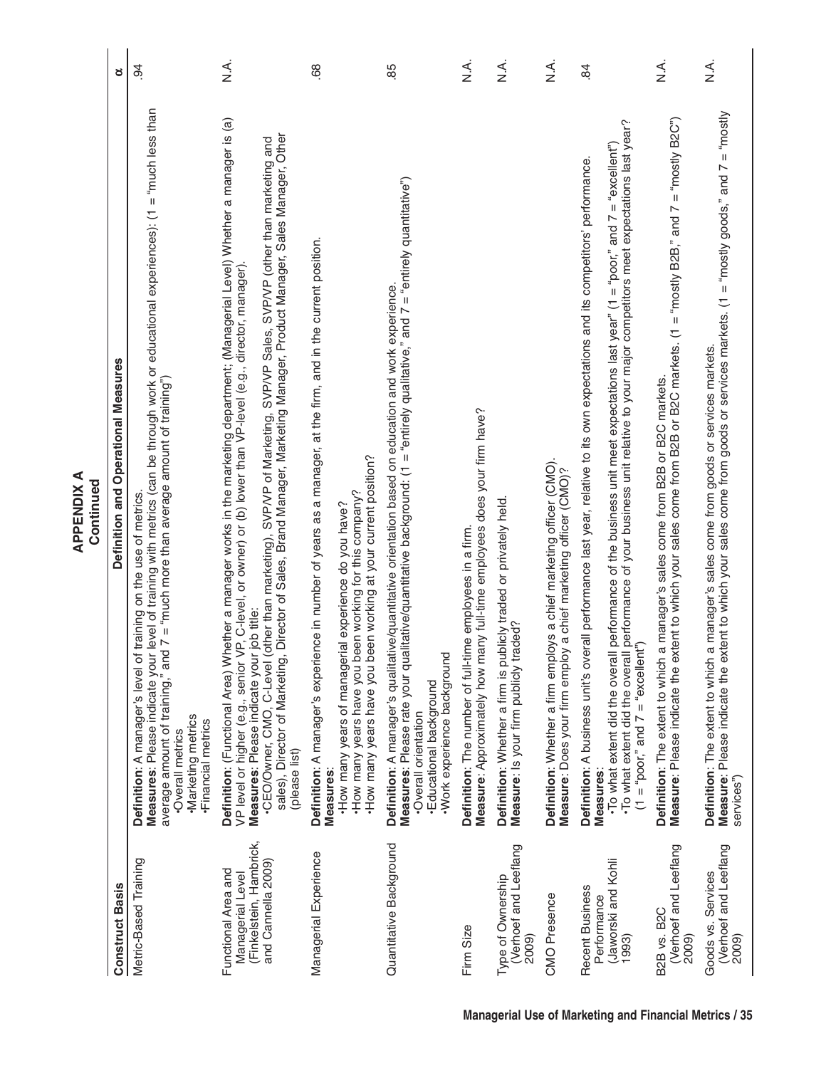## APPENDIX A
## Continued

| Construct Basis | Definition and Operational Measures | α |
|---|---|---|
| Metric-Based Training | **Definition**: A manager's level of training on the use of metrics.<br>**Measures**: Please indicate your level of training with metrics (can be through work or educational experiences): (1 = "much less than average amount of training," and 7 = "much more than average amount of training")<br>•Overall metrics<br>•Marketing metrics<br>•Financial metrics | .94 |
| Functional Area and Managerial Level (Finkelstein, Hambrick, and Cannella 2009) | **Definition**: (Functional Area) Whether a manager works in the marketing department; (Managerial Level) Whether a manager is (a) VP level or higher (e.g., senior VP, C-level, or owner) or (b) lower than VP-level (e.g., director, manager).<br>**Measures**: Please indicate your job title:<br>•CEO/Owner, CMO, C-Level (other than marketing), SVP/VP of Marketing, SVP/VP Sales, SVP/VP (other than marketing and sales), Director of Marketing, Director of Sales, Brand Manager, Marketing Manager, Product Manager, Sales Manager, Other (please list) | N.A. |
| Managerial Experience | **Definition**: A manager's experience in number of years as a manager, at the firm, and in the current position.<br>**Measures**:<br>•How many years of managerial experience do you have?<br>•How many years have you been working for this company?<br>•How many years have you been working at your current position? | .68 |
| Quantitative Background | **Definition**: A manager's qualitative/quantitative orientation based on education and work experience.<br>**Measures**: Please rate your qualitative/quantitative background: (1 = "entirely qualitative," and 7 = "entirely quantitative")<br>•Overall orientation<br>•Educational background<br>•Work experience background | .85 |
| Firm Size | **Definition**: The number of full-time employees in a firm.<br>**Measure**: Approximately how many full-time employees does your firm have? | N.A. |
| Type of Ownership (Verhoef and Leeflang 2009) | **Definition**: Whether a firm is publicly traded or privately held.<br>**Measure**: Is your firm publicly traded? | N.A. |
| CMO Presence | **Definition**: Whether a firm employs a chief marketing officer (CMO).<br>**Measure**: Does your firm employ a chief marketing officer (CMO)? | N.A. |
| Recent Business Performance (Jaworski and Kohli 1993) | **Definition**: A business unit's overall performance last year, relative to its own expectations and its competitors' performance.<br>**Measures**:<br>•To what extent did the overall performance of the business unit meet expectations last year" (1 = "poor," and 7 = "excellent")<br>•To what extent did the overall performance of your business unit relative to your major competitors meet expectations last year? (1 = "poor," and 7 = "excellent") | .84 |
| B2B vs. B2C (Verhoef and Leeflang 2009) | **Definition**: The extent to which a manager's sales come from B2B or B2C markets.<br>**Measure**: Please indicate the extent to which your sales come from B2B or B2C markets. (1 = "mostly B2B," and 7 = "mostly B2C") | N.A. |
| Goods vs. Services (Verhoef and Leeflang 2009) | **Definition**: The extent to which a manager's sales come from goods or services markets.<br>**Measure**: Please indicate the extent to which your sales come from goods or services markets. (1 = "mostly goods," and 7 = "mostly services") | N.A. |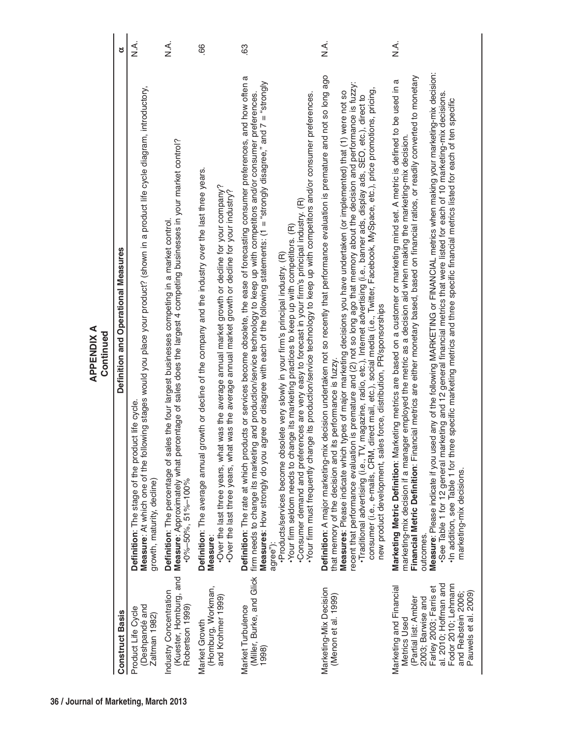## APPENDIX A
### Continued

| Construct Basis | Definition and Operational Measures | α |
|---|---|---|
| Product Life Cycle (Deshpandé and Zaltman 1982) | **Definition**: The stage of the product life cycle. **Measure**: At which one of the following stages would you place your product? (shown in a product life cycle diagram, introductory, growth, maturity, decline) | N.A. |
| Industry Concentration (Kuester, Homburg, and Robertson 1999) | **Definition**: The percentage of sales the four largest businesses competing in a market control. **Measure**: Approximately what percentage of sales does the largest 4 competing businesses in your market control? •0%–50%, 51%–100% | N.A. |
| Market Growth (Homburg, Workman, and Krohmer 1999) | **Definition**: The average annual growth or decline of the company and the industry over the last three years. **Measure**: •Over the last three years, what was the average annual market growth or decline for your company? •Over the last three years, what was the average annual market growth or decline for your industry? | .66 |
| Market Turbulence (Miller, Burke, and Glick 1998) | **Definition**: The rate at which products or services become obsolete, the ease of forecasting consumer preferences, and how often a firm needs to change its marketing and production/service technology to keep up with competitors and/or consumer preferences. **Measures**: How strongly do you agree or disagree with each of the following statements: (1 = "strongly disagree," and 7 = "strongly agree"): •Products/services become obsolete very slowly in your firm's principal industry. (R) •Your firm seldom needs to change its marketing practices to keep up with competitors. (R) •Consumer demand and preferences are very easy to forecast in your firm's principal industry. (R) •Your firm must frequently change its production/service technology to keep up with competitors and/or consumer preferences. | .63 |
| Marketing-Mix Decision (Menon et al. 1999) | **Definition**: A major marketing-mix decision undertaken not so recently that performance evaluation is premature and not so long ago that memory of the decision and its performance is fuzzy. **Measures**: Please indicate which types of major marketing decisions you have undertaken (or implemented) that (1) were not so recent that performance evaluation is premature and (2) not so long ago that memory about the decision and performance is fuzzy: •Traditional advertising (i.e., TV, magazine, radio, etc.), Internet advertising (i.e., banner ads, display ads, SEO, etc.), direct to consumer (i.e., e-mails, CRM, direct mail, etc.), social media (i.e., Twitter, Facebook, MySpace, etc.), price promotions, pricing, new product development, sales force, distribution, PR/sponsorships | N.A. |
| Marketing and Financial Metrics Used (Partial list: Ambler 2003; Barwise and Farley 2003; Farris et al. 2010; Hoffman and Fodor 2010; Lehmann and Reibstein 2006; Pauwels et al. 2009) | **Marketing Metric Definition**: Marketing metrics are based on a customer or marketing mind set. A metric is defined to be used in a marketing-mix decision if a manager employed the metric as a decision aid when making the marketing-mix decision. **Financial Metric Definition**: Financial metrics are either monetary based, based on financial ratios, or readily converted to monetary outcomes. **Measure**: Please indicate if you used any of the following MARKETING or FINANCIAL metrics when making your marketing-mix decision: •See Table 1 for 12 general marketing and 12 general financial metrics that were listed for each of 10 marketing-mix decisions. •In addition, see Table 1 for three specific marketing metrics and three specific financial metrics listed for each of ten specific marketing-mix decisions. | N.A. |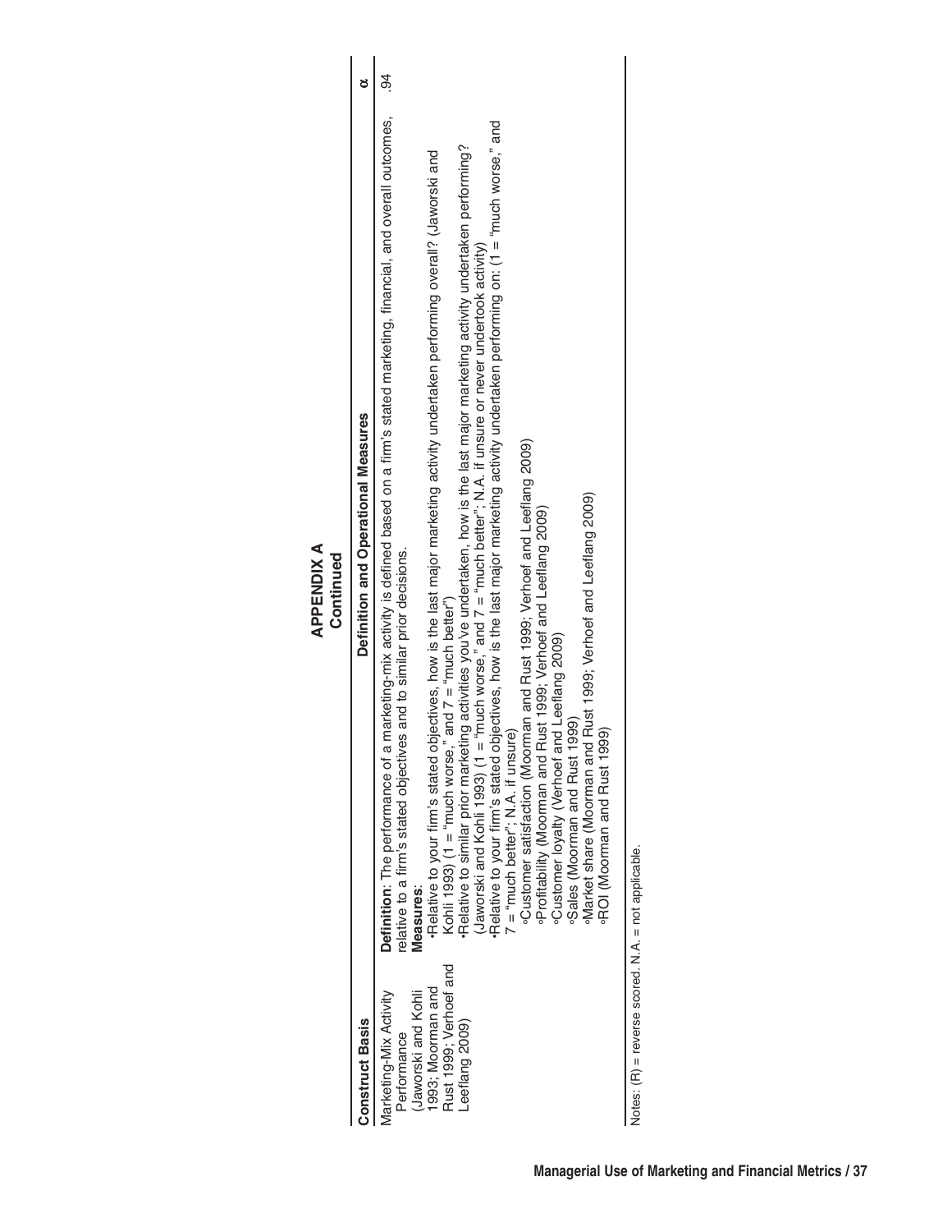## APPENDIX A
### Continued

| Construct Basis | Definition and Operational Measures | α |
|---|---|---|
| Marketing-Mix Activity Performance (Jaworski and Kohli 1993; Moorman and Rust 1999; Verhoef and Leeflang 2009) | **Definition**: The performance of a marketing-mix activity is defined based on a firm's stated marketing, financial, and overall outcomes, relative to a firm's stated objectives and to similar prior decisions.<br>**Measures**:<br>•Relative to your firm's stated objectives, how is the last major marketing activity undertaken performing overall? (Jaworski and Kohli 1993) (1 = "much worse," and 7 = "much better")<br>•Relative to similar prior marketing activities you've undertaken, how is the last major marketing activity undertaken performing? (Jaworski and Kohli 1993) (1 = "much worse," and 7 = "much better"; N.A. if unsure or never undertook activity)<br>•Relative to your firm's stated objectives, how is the last major marketing activity undertaken performing on: (1 = "much worse," and 7 = "much better"; N.A. if unsure)<br>∘Customer satisfaction (Moorman and Rust 1999; Verhoef and Leeflang 2009)<br>∘Profitability (Moorman and Rust 1999; Verhoef and Leeflang 2009)<br>∘Customer loyalty (Verhoef and Leeflang 2009)<br>∘Sales (Moorman and Rust 1999)<br>∘Market share (Moorman and Rust 1999; Verhoef and Leeflang 2009)<br>∘ROI (Moorman and Rust 1999) | .94 |

Notes: (R) = reverse scored. N.A. = not applicable.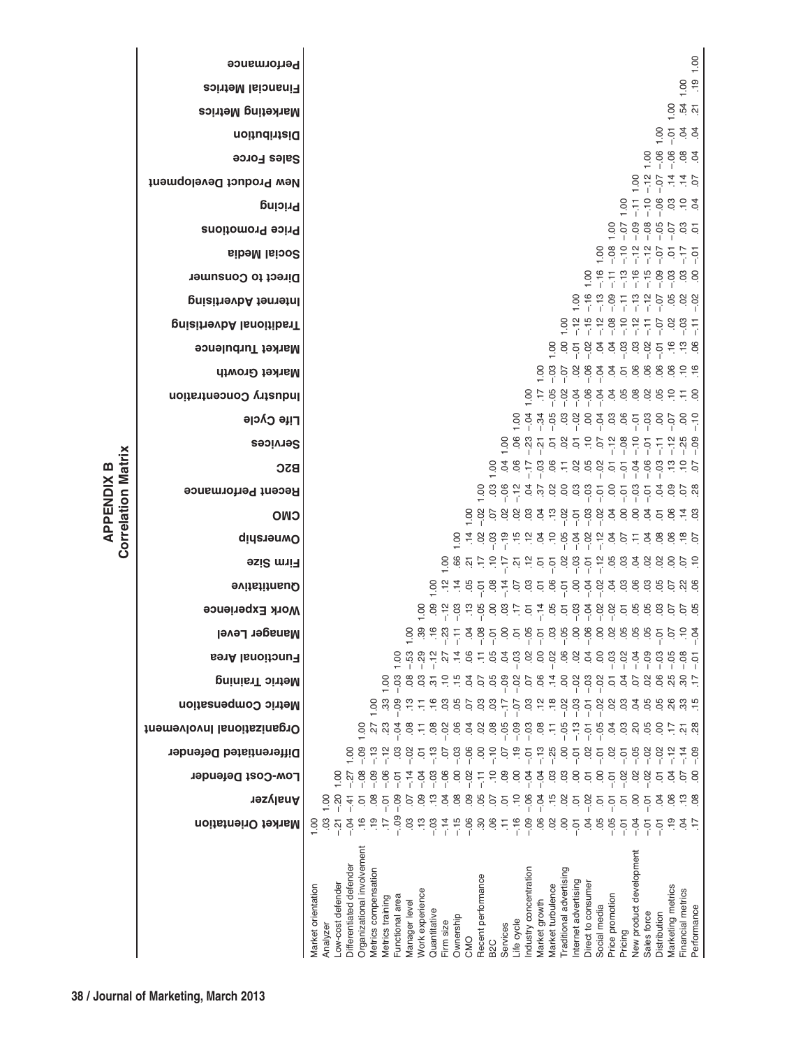# APPENDIX B

## Correlation Matrix

| | Market Orientation | Analyzer | Low-Cost Defender | Differentiated Defender | Organizational Involvement | Metric Compensation | Metric Training | Functional Area | Manager Level | Work Experience | Quantitative | Firm Size | Ownership | CMO | Recent Performance | B2C | Services | Life Cycle | Industry Concentration | Market Growth | Market Turbulence | Traditional Advertising | Internet Advertising | Direct to Consumer | Social Media | Price Promotions | Pricing | New Product Development | Sales Force | Distribution | Marketing Metrics | Financial Metrics | Performance |
|---|---|---|---|---|---|---|---|---|---|---|---|---|---|---|---|---|---|---|---|---|---|---|---|---|---|---|---|---|---|---|---|---|---|
| Market orientation | 1.00 | | | | | | | | | | | | | | | | | | | | | | | | | | | | | | | | |
| Analyzer | .03 | 1.00 | | | | | | | | | | | | | | | | | | | | | | | | | | | | | | | |
| Low-cost defender | −.21 | −.20 | 1.00 | | | | | | | | | | | | | | | | | | | | | | | | | | | | | | |
| Differentiated defender | −.04 | −.41 | −.27 | 1.00 | | | | | | | | | | | | | | | | | | | | | | | | | | | | | |
| Organizational involvement | .16 | .01 | −.08 | −.09 | 1.00 | | | | | | | | | | | | | | | | | | | | | | | | | | | | |
| Metrics compensation | .19 | .08 | −.09 | −.13 | .27 | 1.00 | | | | | | | | | | | | | | | | | | | | | | | | | | | |
| Metrics training | .17 | −.01 | −.06 | −.12 | .23 | .33 | 1.00 | | | | | | | | | | | | | | | | | | | | | | | | | | |
| Functional area | −.09 | −.09 | −.01 | .03 | −.04 | −.09 | −.03 | 1.00 | | | | | | | | | | | | | | | | | | | | | | | | | |
| Manager level | .03 | .07 | −.14 | −.02 | .08 | .13 | .08 | −.53 | 1.00 | | | | | | | | | | | | | | | | | | | | | | | | |
| Work experience | .13 | .09 | −.04 | .01 | .11 | .11 | .03 | −.29 | .39 | 1.00 | | | | | | | | | | | | | | | | | | | | | | | |
| Quantitative | −.03 | .13 | −.03 | −.13 | .08 | .16 | .31 | −.12 | .16 | .09 | 1.00 | | | | | | | | | | | | | | | | | | | | | | |
| Firm size | −.14 | .04 | −.06 | −.02 | .03 | .03 | .10 | .27 | −.23 | −.12 | .12 | 1.00 | | | | | | | | | | | | | | | | | | | | | |
| Ownership | −.15 | .08 | .00 | −.03 | .06 | .05 | .15 | .14 | −.11 | −.03 | .14 | .66 | 1.00 | | | | | | | | | | | | | | | | | | | | |
| CMO | −.06 | .09 | −.02 | −.06 | .04 | .07 | .04 | .06 | .04 | .13 | .05 | .21 | .14 | 1.00 | | | | | | | | | | | | | | | | | | | |
| Recent performance | .30 | .05 | −.12 | .00 | .02 | .03 | .07 | .11 | −.08 | −.05 | −.01 | .17 | .02 | −.02 | 1.00 | | | | | | | | | | | | | | | | | | |
| B2C | .06 | .07 | .10 | −.10 | .08 | .03 | .05 | .05 | −.01 | .00 | .08 | .10 | −.03 | .07 | .03 | 1.00 | | | | | | | | | | | | | | | | | |
| Services | .11 | .01 | .09 | .07 | −.05 | −.17 | −.09 | .04 | .00 | .03 | −.14 | −.17 | −.19 | .02 | −.06 | .04 | 1.00 | | | | | | | | | | | | | | | | |
| Life cycle | −.16 | .10 | .00 | .19 | −.09 | −.07 | −.02 | −.03 | .01 | .17 | .07 | .21 | .15 | .02 | −.12 | .06 | .06 | 1.00 | | | | | | | | | | | | | | | |
| Industry concentration | −.09 | −.06 | −.04 | −.01 | −.03 | .03 | .07 | .02 | −.05 | .01 | .03 | .12 | .12 | .03 | .04 | −.17 | −.23 | −.04 | 1.00 | | | | | | | | | | | | | | |
| Market growth | .06 | −.04 | −.04 | −.13 | .08 | .12 | .06 | .00 | −.01 | −.14 | .01 | .01 | .04 | .04 | .37 | −.03 | −.21 | −.34 | .17 | 1.00 | | | | | | | | | | | | | |
| Market turbulence | .02 | .15 | .03 | −.25 | .11 | .18 | .14 | −.02 | .03 | .05 | .06 | −.01 | .10 | .13 | .02 | .06 | .01 | −.05 | −.05 | −.03 | 1.00 | | | | | | | | | | | | |
| Traditional advertising | .00 | .02 | .03 | .00 | −.05 | −.02 | .00 | .06 | −.05 | .01 | −.01 | .02 | −.05 | −.02 | .00 | .11 | .02 | .03 | −.02 | −.07 | .00 | 1.00 | | | | | | | | | | | |
| Internet advertising | −.01 | .01 | .00 | −.01 | −.13 | −.03 | −.02 | .02 | .00 | −.03 | .00 | −.03 | −.04 | −.01 | .03 | .02 | .01 | −.02 | −.04 | .02 | −.01 | −.12 | 1.00 | | | | | | | | | | |
| Direct to consumer | .04 | −.02 | .01 | .02 | −.01 | −.01 | −.03 | .04 | −.06 | −.04 | −.04 | −.01 | −.02 | −.03 | −.03 | .05 | .10 | .00 | −.06 | −.06 | −.02 | −.15 | −.16 | 1.00 | | | | | | | | | |
| Social media | .05 | .01 | .00 | −.01 | −.05 | −.02 | −.02 | .00 | .00 | −.02 | −.02 | −.12 | −.12 | −.02 | −.01 | −.02 | .07 | −.04 | −.04 | −.04 | .04 | −.12 | −.13 | −.16 | 1.00 | | | | | | | | |
| Price promotion | −.05 | −.01 | −.01 | .02 | .04 | .02 | .01 | −.03 | .02 | −.02 | .04 | .05 | .04 | .04 | .00 | .01 | −.12 | .03 | .04 | .04 | .04 | −.08 | −.09 | −.11 | −.08 | 1.00 | | | | | | | |
| Pricing | −.01 | .01 | −.02 | −.01 | .03 | .03 | .04 | −.02 | .05 | .01 | .03 | .03 | .07 | .00 | −.01 | −.01 | −.08 | .06 | .05 | .01 | .01 | −.10 | −.11 | −.13 | −.10 | −.07 | 1.00 | | | | | | |
| New product development | −.04 | .00 | .02 | −.05 | .20 | .04 | .07 | −.04 | .05 | .05 | .06 | .04 | .11 | .00 | −.03 | −.04 | −.10 | −.01 | .08 | .06 | .03 | −.12 | −.13 | −.16 | −.12 | −.09 | −.11 | 1.00 | | | | | |
| Sales force | −.01 | −.01 | −.02 | −.02 | .05 | .05 | .02 | −.09 | .05 | .05 | .03 | .02 | .04 | .04 | −.01 | −.06 | −.01 | −.03 | .02 | .06 | −.02 | −.11 | −.12 | −.15 | −.12 | −.08 | −.10 | −.12 | 1.00 | | | | |
| Distribution | −.01 | .04 | .01 | −.02 | .00 | .05 | .06 | −.03 | −.01 | .03 | .05 | .02 | .08 | .01 | .04 | −.03 | −.11 | .00 | .05 | .06 | −.01 | −.07 | −.07 | −.09 | −.07 | −.05 | −.06 | −.07 | −.06 | 1.00 | | | |
| Marketing metrics | .19 | .06 | .04 | −.12 | .17 | .26 | .25 | −.05 | .07 | .07 | .07 | .00 | .06 | .06 | .09 | .13 | −.12 | −.07 | .10 | .06 | .16 | .02 | .05 | −.03 | .01 | −.07 | .03 | .14 | −.06 | −.01 | 1.00 | | |
| Financial metrics | .04 | .13 | .07 | −.14 | .21 | .33 | .30 | −.08 | .07 | .07 | .22 | .07 | .18 | .14 | .07 | .10 | −.25 | −.07 | .11 | .10 | .13 | −.13 | .03 | .03 | −.17 | .03 | .10 | .14 | .08 | .04 | .54 | 1.00 | |
| Performance | .17 | .08 | .00 | −.09 | .28 | .15 | .17 | −.01 | −.04 | .05 | .06 | .10 | .07 | .03 | .28 | .07 | −.09 | −.10 | .00 | .16 | .06 | −.11 | −.02 | .00 | −.01 | .01 | .04 | .07 | .04 | .04 | .21 | .19 | 1.00 |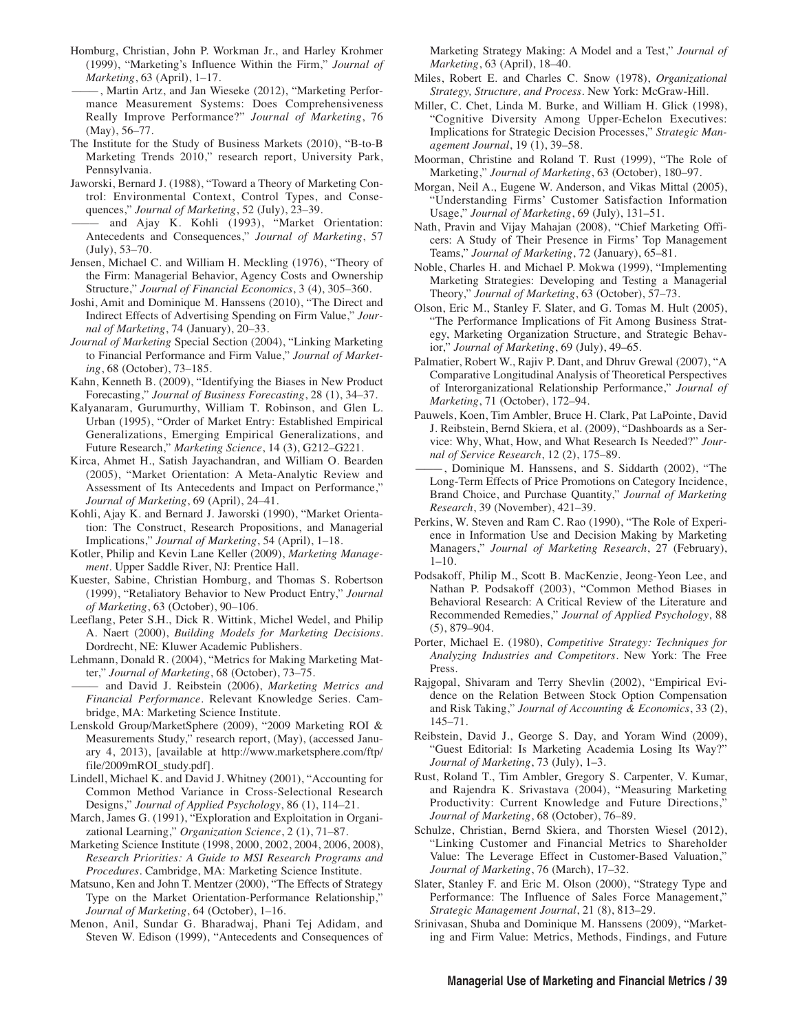Homburg, Christian, John P. Workman Jr., and Harley Krohmer (1999), "Marketing's Influence Within the Firm," *Journal of Marketing*, 63 (April), 1–17.

———, Martin Artz, and Jan Wieseke (2012), "Marketing Performance Measurement Systems: Does Comprehensiveness Really Improve Performance?" *Journal of Marketing*, 76 (May), 56–77.

The Institute for the Study of Business Markets (2010), "B-to-B Marketing Trends 2010," research report, University Park, Pennsylvania.

Jaworski, Bernard J. (1988), "Toward a Theory of Marketing Control: Environmental Context, Control Types, and Consequences," *Journal of Marketing*, 52 (July), 23–39.

——— and Ajay K. Kohli (1993), "Market Orientation: Antecedents and Consequences," *Journal of Marketing*, 57 (July), 53–70.

Jensen, Michael C. and William H. Meckling (1976), "Theory of the Firm: Managerial Behavior, Agency Costs and Ownership Structure," *Journal of Financial Economics*, 3 (4), 305–360.

Joshi, Amit and Dominique M. Hanssens (2010), "The Direct and Indirect Effects of Advertising Spending on Firm Value," *Journal of Marketing*, 74 (January), 20–33.

*Journal of Marketing* Special Section (2004), "Linking Marketing to Financial Performance and Firm Value," *Journal of Marketing*, 68 (October), 73–185.

Kahn, Kenneth B. (2009), "Identifying the Biases in New Product Forecasting," *Journal of Business Forecasting*, 28 (1), 34–37.

Kalyanaram, Gurumurthy, William T. Robinson, and Glen L. Urban (1995), "Order of Market Entry: Established Empirical Generalizations, Emerging Empirical Generalizations, and Future Research," *Marketing Science*, 14 (3), G212–G221.

Kirca, Ahmet H., Satish Jayachandran, and William O. Bearden (2005), "Market Orientation: A Meta-Analytic Review and Assessment of Its Antecedents and Impact on Performance," *Journal of Marketing*, 69 (April), 24–41.

Kohli, Ajay K. and Bernard J. Jaworski (1990), "Market Orientation: The Construct, Research Propositions, and Managerial Implications," *Journal of Marketing*, 54 (April), 1–18.

Kotler, Philip and Kevin Lane Keller (2009), *Marketing Management*. Upper Saddle River, NJ: Prentice Hall.

Kuester, Sabine, Christian Homburg, and Thomas S. Robertson (1999), "Retaliatory Behavior to New Product Entry," *Journal of Marketing*, 63 (October), 90–106.

Leeflang, Peter S.H., Dick R. Wittink, Michel Wedel, and Philip A. Naert (2000), *Building Models for Marketing Decisions*. Dordrecht, NE: Kluwer Academic Publishers.

Lehmann, Donald R. (2004), "Metrics for Making Marketing Matter," *Journal of Marketing*, 68 (October), 73–75.

——— and David J. Reibstein (2006), *Marketing Metrics and Financial Performance*. Relevant Knowledge Series. Cambridge, MA: Marketing Science Institute.

Lenskold Group/MarketSphere (2009), "2009 Marketing ROI & Measurements Study," research report, (May), (accessed January 4, 2013), [available at http://www.marketsphere.com/ftp/file/2009mROI_study.pdf].

Lindell, Michael K. and David J. Whitney (2001), "Accounting for Common Method Variance in Cross-Selectional Research Designs," *Journal of Applied Psychology*, 86 (1), 114–21.

March, James G. (1991), "Exploration and Exploitation in Organizational Learning," *Organization Science*, 2 (1), 71–87.

Marketing Science Institute (1998, 2000, 2002, 2004, 2006, 2008), *Research Priorities: A Guide to MSI Research Programs and Procedures*. Cambridge, MA: Marketing Science Institute.

Matsuno, Ken and John T. Mentzer (2000), "The Effects of Strategy Type on the Market Orientation-Performance Relationship," *Journal of Marketing*, 64 (October), 1–16.

Menon, Anil, Sundar G. Bharadwaj, Phani Tej Adidam, and Steven W. Edison (1999), "Antecedents and Consequences of Marketing Strategy Making: A Model and a Test," *Journal of Marketing*, 63 (April), 18–40.

Miles, Robert E. and Charles C. Snow (1978), *Organizational Strategy, Structure, and Process*. New York: McGraw-Hill.

Miller, C. Chet, Linda M. Burke, and William H. Glick (1998), "Cognitive Diversity Among Upper-Echelon Executives: Implications for Strategic Decision Processes," *Strategic Management Journal*, 19 (1), 39–58.

Moorman, Christine and Roland T. Rust (1999), "The Role of Marketing," *Journal of Marketing*, 63 (October), 180–97.

Morgan, Neil A., Eugene W. Anderson, and Vikas Mittal (2005), "Understanding Firms' Customer Satisfaction Information Usage," *Journal of Marketing*, 69 (July), 131–51.

Nath, Pravin and Vijay Mahajan (2008), "Chief Marketing Officers: A Study of Their Presence in Firms' Top Management Teams," *Journal of Marketing*, 72 (January), 65–81.

Noble, Charles H. and Michael P. Mokwa (1999), "Implementing Marketing Strategies: Developing and Testing a Managerial Theory," *Journal of Marketing*, 63 (October), 57–73.

Olson, Eric M., Stanley F. Slater, and G. Tomas M. Hult (2005), "The Performance Implications of Fit Among Business Strategy, Marketing Organization Structure, and Strategic Behavior," *Journal of Marketing*, 69 (July), 49–65.

Palmatier, Robert W., Rajiv P. Dant, and Dhruv Grewal (2007), "A Comparative Longitudinal Analysis of Theoretical Perspectives of Interorganizational Relationship Performance," *Journal of Marketing*, 71 (October), 172–94.

Pauwels, Koen, Tim Ambler, Bruce H. Clark, Pat LaPointe, David J. Reibstein, Bernd Skiera, et al. (2009), "Dashboards as a Service: Why, What, How, and What Research Is Needed?" *Journal of Service Research*, 12 (2), 175–89.

———, Dominique M. Hanssens, and S. Siddarth (2002), "The Long-Term Effects of Price Promotions on Category Incidence, Brand Choice, and Purchase Quantity," *Journal of Marketing Research*, 39 (November), 421–39.

Perkins, W. Steven and Ram C. Rao (1990), "The Role of Experience in Information Use and Decision Making by Marketing Managers," *Journal of Marketing Research*, 27 (February), 1–10.

Podsakoff, Philip M., Scott B. MacKenzie, Jeong-Yeon Lee, and Nathan P. Podsakoff (2003), "Common Method Biases in Behavioral Research: A Critical Review of the Literature and Recommended Remedies," *Journal of Applied Psychology*, 88 (5), 879–904.

Porter, Michael E. (1980), *Competitive Strategy: Techniques for Analyzing Industries and Competitors*. New York: The Free Press.

Rajgopal, Shivaram and Terry Shevlin (2002), "Empirical Evidence on the Relation Between Stock Option Compensation and Risk Taking," *Journal of Accounting & Economics*, 33 (2), 145–71.

Reibstein, David J., George S. Day, and Yoram Wind (2009), "Guest Editorial: Is Marketing Academia Losing Its Way?" *Journal of Marketing*, 73 (July), 1–3.

Rust, Roland T., Tim Ambler, Gregory S. Carpenter, V. Kumar, and Rajendra K. Srivastava (2004), "Measuring Marketing Productivity: Current Knowledge and Future Directions," *Journal of Marketing*, 68 (October), 76–89.

Schulze, Christian, Bernd Skiera, and Thorsten Wiesel (2012), "Linking Customer and Financial Metrics to Shareholder Value: The Leverage Effect in Customer-Based Valuation," *Journal of Marketing*, 76 (March), 17–32.

Slater, Stanley F. and Eric M. Olson (2000), "Strategy Type and Performance: The Influence of Sales Force Management," *Strategic Management Journal*, 21 (8), 813–29.

Srinivasan, Shuba and Dominique M. Hanssens (2009), "Marketing and Firm Value: Metrics, Methods, Findings, and Future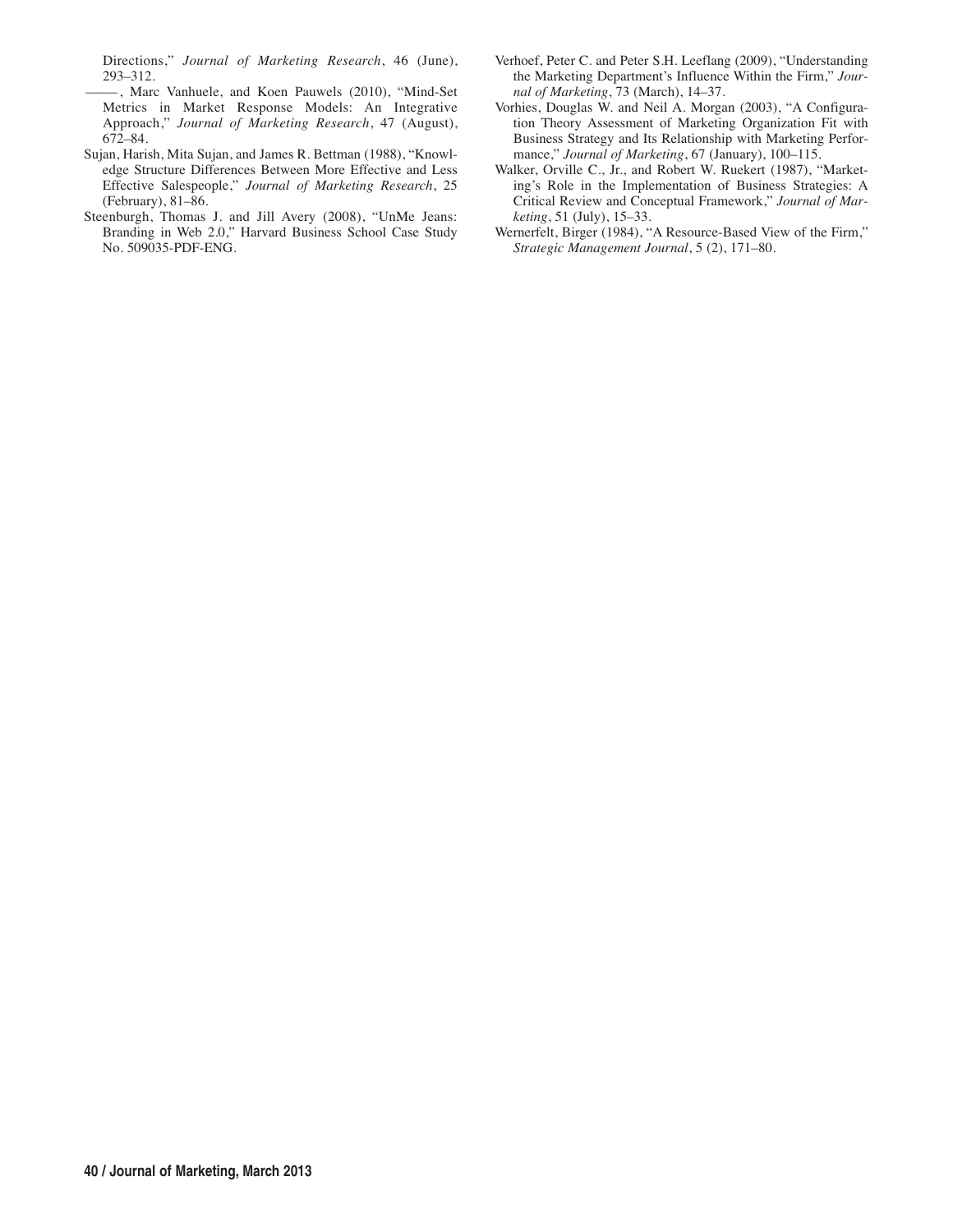Directions," *Journal of Marketing Research*, 46 (June), 293–312.

———, Marc Vanhuele, and Koen Pauwels (2010), "Mind-Set Metrics in Market Response Models: An Integrative Approach," *Journal of Marketing Research*, 47 (August), 672–84.

Sujan, Harish, Mita Sujan, and James R. Bettman (1988), "Knowledge Structure Differences Between More Effective and Less Effective Salespeople," *Journal of Marketing Research*, 25 (February), 81–86.

Steenburgh, Thomas J. and Jill Avery (2008), "UnMe Jeans: Branding in Web 2.0," Harvard Business School Case Study No. 509035-PDF-ENG.

Verhoef, Peter C. and Peter S.H. Leeflang (2009), "Understanding the Marketing Department's Influence Within the Firm," *Journal of Marketing*, 73 (March), 14–37.

Vorhies, Douglas W. and Neil A. Morgan (2003), "A Configuration Theory Assessment of Marketing Organization Fit with Business Strategy and Its Relationship with Marketing Performance," *Journal of Marketing*, 67 (January), 100–115.

Walker, Orville C., Jr., and Robert W. Ruekert (1987), "Marketing's Role in the Implementation of Business Strategies: A Critical Review and Conceptual Framework," *Journal of Marketing*, 51 (July), 15–33.

Wernerfelt, Birger (1984), "A Resource-Based View of the Firm," *Strategic Management Journal*, 5 (2), 171–80.